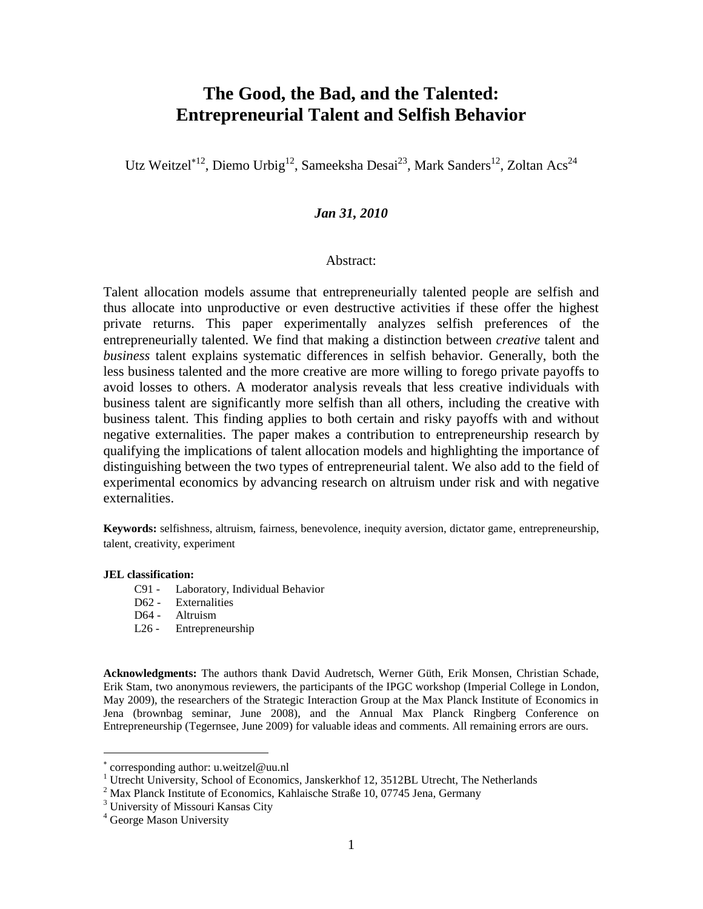# The Good, the Bad, and the Talented: Entrepreneurial Talent and Selfish Behavior

Utz Weitzel[*12], Diemo Urbig[12], Sameeksha Desai[23], Mark Sanders[12], Zoltan Acs[24]

***Jan 31, 2010***

Abstract:

Talent allocation models assume that entrepreneurially talented people are selfish and thus allocate into unproductive or even destructive activities if these offer the highest private returns. This paper experimentally analyzes selfish preferences of the entrepreneurially talented. We find that making a distinction between *creative* talent and *business* talent explains systematic differences in selfish behavior. Generally, both the less business talented and the more creative are more willing to forego private payoffs to avoid losses to others. A moderator analysis reveals that less creative individuals with business talent are significantly more selfish than all others, including the creative with business talent. This finding applies to both certain and risky payoffs with and without negative externalities. The paper makes a contribution to entrepreneurship research by qualifying the implications of talent allocation models and highlighting the importance of distinguishing between the two types of entrepreneurial talent. We also add to the field of experimental economics by advancing research on altruism under risk and with negative externalities.

**Keywords:** selfishness, altruism, fairness, benevolence, inequity aversion, dictator game, entrepreneurship, talent, creativity, experiment

**JEL classification:**

- C91 - Laboratory, Individual Behavior
- D62 - Externalities
- D64 - Altruism
- L26 - Entrepreneurship

**Acknowledgments:** The authors thank David Audretsch, Werner Güth, Erik Monsen, Christian Schade, Erik Stam, two anonymous reviewers, the participants of the IPGC workshop (Imperial College in London, May 2009), the researchers of the Strategic Interaction Group at the Max Planck Institute of Economics in Jena (brownbag seminar, June 2008), and the Annual Max Planck Ringberg Conference on Entrepreneurship (Tegernsee, June 2009) for valuable ideas and comments. All remaining errors are ours.

---

[*] corresponding author: u.weitzel@uu.nl

[1] Utrecht University, School of Economics, Janskerkhof 12, 3512BL Utrecht, The Netherlands

[2] Max Planck Institute of Economics, Kahlaische Straße 10, 07745 Jena, Germany

[3] University of Missouri Kansas City

[4] George Mason University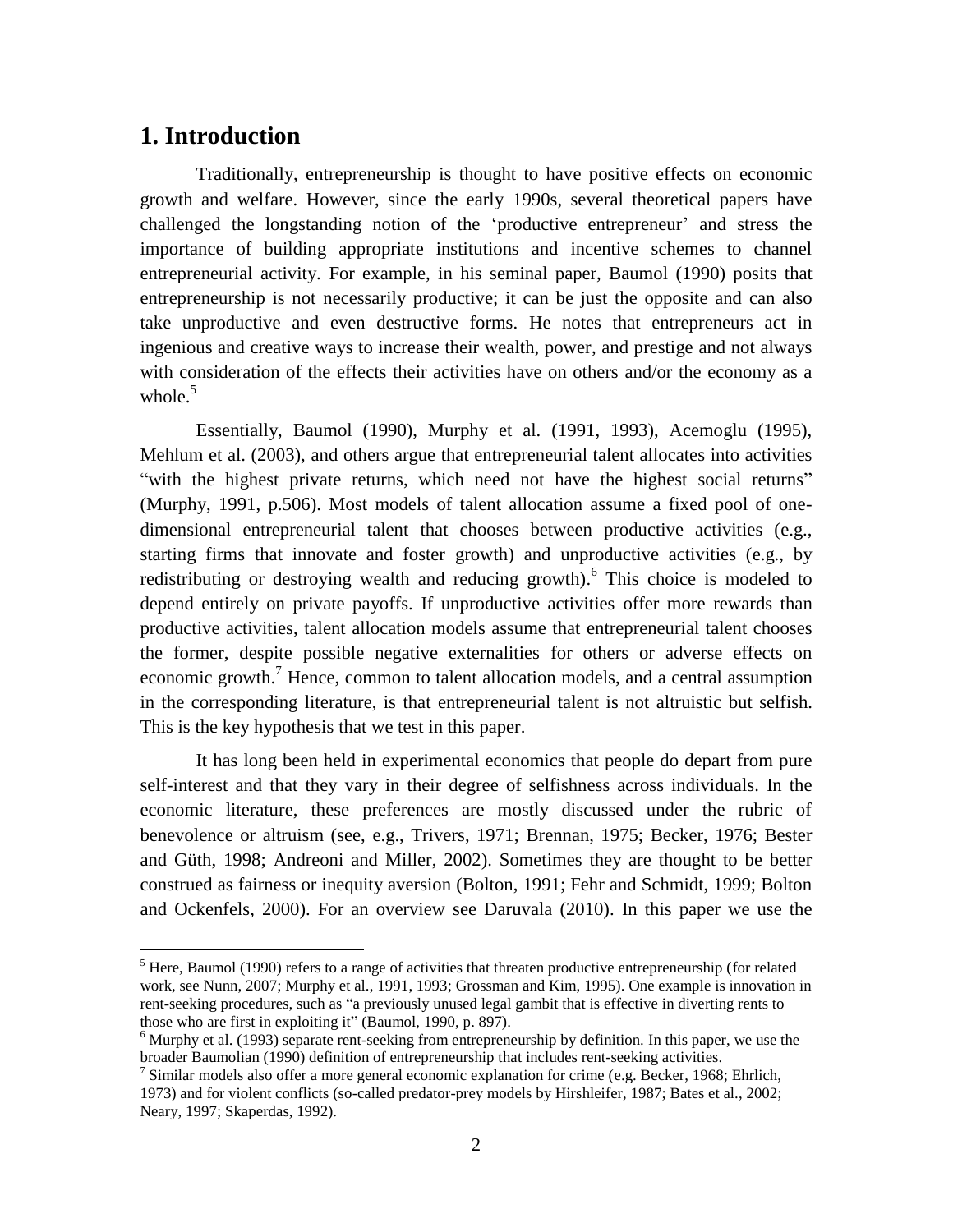# 1. Introduction

Traditionally, entrepreneurship is thought to have positive effects on economic growth and welfare. However, since the early 1990s, several theoretical papers have challenged the longstanding notion of the 'productive entrepreneur' and stress the importance of building appropriate institutions and incentive schemes to channel entrepreneurial activity. For example, in his seminal paper, Baumol (1990) posits that entrepreneurship is not necessarily productive; it can be just the opposite and can also take unproductive and even destructive forms. He notes that entrepreneurs act in ingenious and creative ways to increase their wealth, power, and prestige and not always with consideration of the effects their activities have on others and/or the economy as a whole.[5]

Essentially, Baumol (1990), Murphy et al. (1991, 1993), Acemoglu (1995), Mehlum et al. (2003), and others argue that entrepreneurial talent allocates into activities "with the highest private returns, which need not have the highest social returns" (Murphy, 1991, p.506). Most models of talent allocation assume a fixed pool of one-dimensional entrepreneurial talent that chooses between productive activities (e.g., starting firms that innovate and foster growth) and unproductive activities (e.g., by redistributing or destroying wealth and reducing growth).[6] This choice is modeled to depend entirely on private payoffs. If unproductive activities offer more rewards than productive activities, talent allocation models assume that entrepreneurial talent chooses the former, despite possible negative externalities for others or adverse effects on economic growth.[7] Hence, common to talent allocation models, and a central assumption in the corresponding literature, is that entrepreneurial talent is not altruistic but selfish. This is the key hypothesis that we test in this paper.

It has long been held in experimental economics that people do depart from pure self-interest and that they vary in their degree of selfishness across individuals. In the economic literature, these preferences are mostly discussed under the rubric of benevolence or altruism (see, e.g., Trivers, 1971; Brennan, 1975; Becker, 1976; Bester and Güth, 1998; Andreoni and Miller, 2002). Sometimes they are thought to be better construed as fairness or inequity aversion (Bolton, 1991; Fehr and Schmidt, 1999; Bolton and Ockenfels, 2000). For an overview see Daruvala (2010). In this paper we use the

---

[5] Here, Baumol (1990) refers to a range of activities that threaten productive entrepreneurship (for related work, see Nunn, 2007; Murphy et al., 1991, 1993; Grossman and Kim, 1995). One example is innovation in rent-seeking procedures, such as "a previously unused legal gambit that is effective in diverting rents to those who are first in exploiting it" (Baumol, 1990, p. 897).

[6] Murphy et al. (1993) separate rent-seeking from entrepreneurship by definition. In this paper, we use the broader Baumolian (1990) definition of entrepreneurship that includes rent-seeking activities.

[7] Similar models also offer a more general economic explanation for crime (e.g. Becker, 1968; Ehrlich, 1973) and for violent conflicts (so-called predator-prey models by Hirshleifer, 1987; Bates et al., 2002; Neary, 1997; Skaperdas, 1992).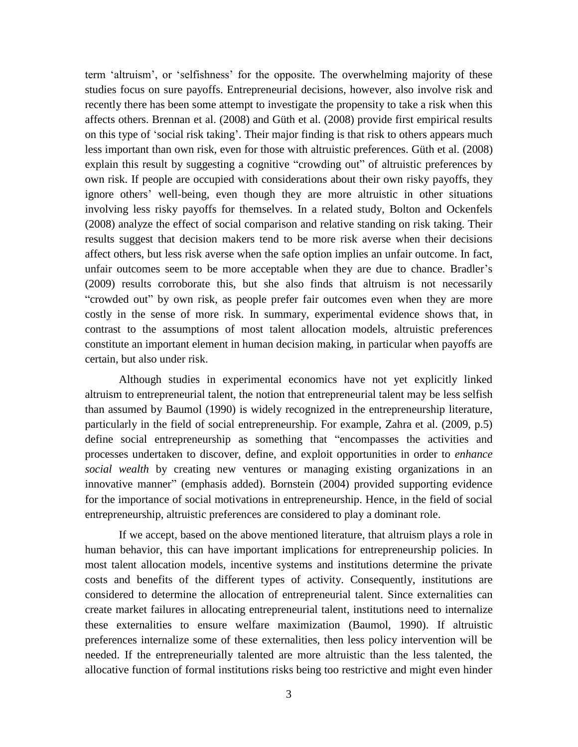term 'altruism', or 'selfishness' for the opposite. The overwhelming majority of these studies focus on sure payoffs. Entrepreneurial decisions, however, also involve risk and recently there has been some attempt to investigate the propensity to take a risk when this affects others. Brennan et al. (2008) and Güth et al. (2008) provide first empirical results on this type of 'social risk taking'. Their major finding is that risk to others appears much less important than own risk, even for those with altruistic preferences. Güth et al. (2008) explain this result by suggesting a cognitive "crowding out" of altruistic preferences by own risk. If people are occupied with considerations about their own risky payoffs, they ignore others' well-being, even though they are more altruistic in other situations involving less risky payoffs for themselves. In a related study, Bolton and Ockenfels (2008) analyze the effect of social comparison and relative standing on risk taking. Their results suggest that decision makers tend to be more risk averse when their decisions affect others, but less risk averse when the safe option implies an unfair outcome. In fact, unfair outcomes seem to be more acceptable when they are due to chance. Bradler's (2009) results corroborate this, but she also finds that altruism is not necessarily "crowded out" by own risk, as people prefer fair outcomes even when they are more costly in the sense of more risk. In summary, experimental evidence shows that, in contrast to the assumptions of most talent allocation models, altruistic preferences constitute an important element in human decision making, in particular when payoffs are certain, but also under risk.

Although studies in experimental economics have not yet explicitly linked altruism to entrepreneurial talent, the notion that entrepreneurial talent may be less selfish than assumed by Baumol (1990) is widely recognized in the entrepreneurship literature, particularly in the field of social entrepreneurship. For example, Zahra et al. (2009, p.5) define social entrepreneurship as something that "encompasses the activities and processes undertaken to discover, define, and exploit opportunities in order to *enhance social wealth* by creating new ventures or managing existing organizations in an innovative manner" (emphasis added). Bornstein (2004) provided supporting evidence for the importance of social motivations in entrepreneurship. Hence, in the field of social entrepreneurship, altruistic preferences are considered to play a dominant role.

If we accept, based on the above mentioned literature, that altruism plays a role in human behavior, this can have important implications for entrepreneurship policies. In most talent allocation models, incentive systems and institutions determine the private costs and benefits of the different types of activity. Consequently, institutions are considered to determine the allocation of entrepreneurial talent. Since externalities can create market failures in allocating entrepreneurial talent, institutions need to internalize these externalities to ensure welfare maximization (Baumol, 1990). If altruistic preferences internalize some of these externalities, then less policy intervention will be needed. If the entrepreneurially talented are more altruistic than the less talented, the allocative function of formal institutions risks being too restrictive and might even hinder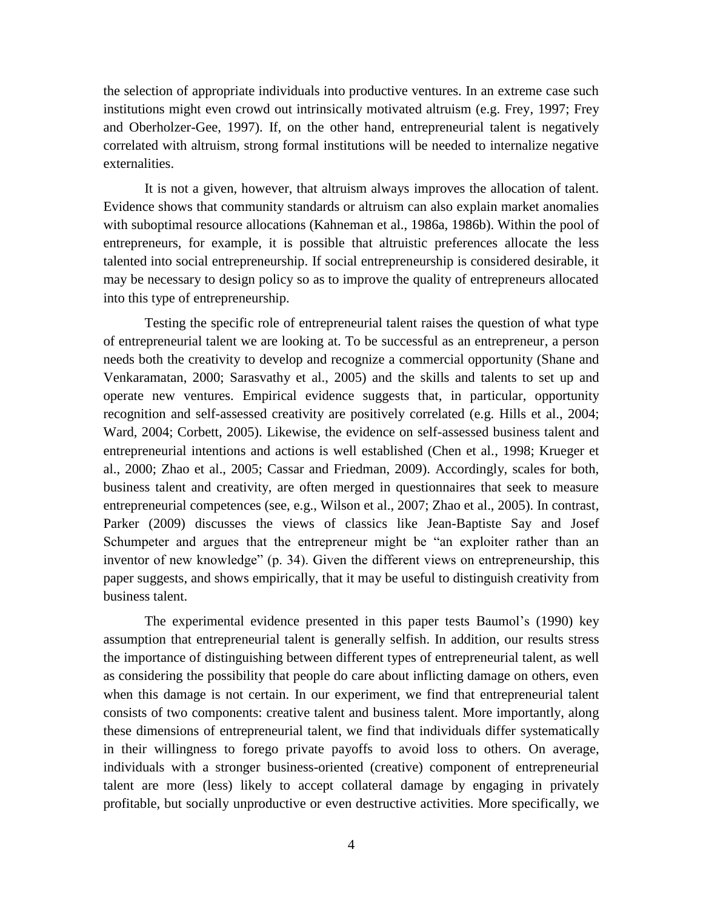the selection of appropriate individuals into productive ventures. In an extreme case such institutions might even crowd out intrinsically motivated altruism (e.g. Frey, 1997; Frey and Oberholzer-Gee, 1997). If, on the other hand, entrepreneurial talent is negatively correlated with altruism, strong formal institutions will be needed to internalize negative externalities.

It is not a given, however, that altruism always improves the allocation of talent. Evidence shows that community standards or altruism can also explain market anomalies with suboptimal resource allocations (Kahneman et al., 1986a, 1986b). Within the pool of entrepreneurs, for example, it is possible that altruistic preferences allocate the less talented into social entrepreneurship. If social entrepreneurship is considered desirable, it may be necessary to design policy so as to improve the quality of entrepreneurs allocated into this type of entrepreneurship.

Testing the specific role of entrepreneurial talent raises the question of what type of entrepreneurial talent we are looking at. To be successful as an entrepreneur, a person needs both the creativity to develop and recognize a commercial opportunity (Shane and Venkaramatan, 2000; Sarasvathy et al., 2005) and the skills and talents to set up and operate new ventures. Empirical evidence suggests that, in particular, opportunity recognition and self-assessed creativity are positively correlated (e.g. Hills et al., 2004; Ward, 2004; Corbett, 2005). Likewise, the evidence on self-assessed business talent and entrepreneurial intentions and actions is well established (Chen et al., 1998; Krueger et al., 2000; Zhao et al., 2005; Cassar and Friedman, 2009). Accordingly, scales for both, business talent and creativity, are often merged in questionnaires that seek to measure entrepreneurial competences (see, e.g., Wilson et al., 2007; Zhao et al., 2005). In contrast, Parker (2009) discusses the views of classics like Jean-Baptiste Say and Josef Schumpeter and argues that the entrepreneur might be "an exploiter rather than an inventor of new knowledge" (p. 34). Given the different views on entrepreneurship, this paper suggests, and shows empirically, that it may be useful to distinguish creativity from business talent.

The experimental evidence presented in this paper tests Baumol's (1990) key assumption that entrepreneurial talent is generally selfish. In addition, our results stress the importance of distinguishing between different types of entrepreneurial talent, as well as considering the possibility that people do care about inflicting damage on others, even when this damage is not certain. In our experiment, we find that entrepreneurial talent consists of two components: creative talent and business talent. More importantly, along these dimensions of entrepreneurial talent, we find that individuals differ systematically in their willingness to forego private payoffs to avoid loss to others. On average, individuals with a stronger business-oriented (creative) component of entrepreneurial talent are more (less) likely to accept collateral damage by engaging in privately profitable, but socially unproductive or even destructive activities. More specifically, we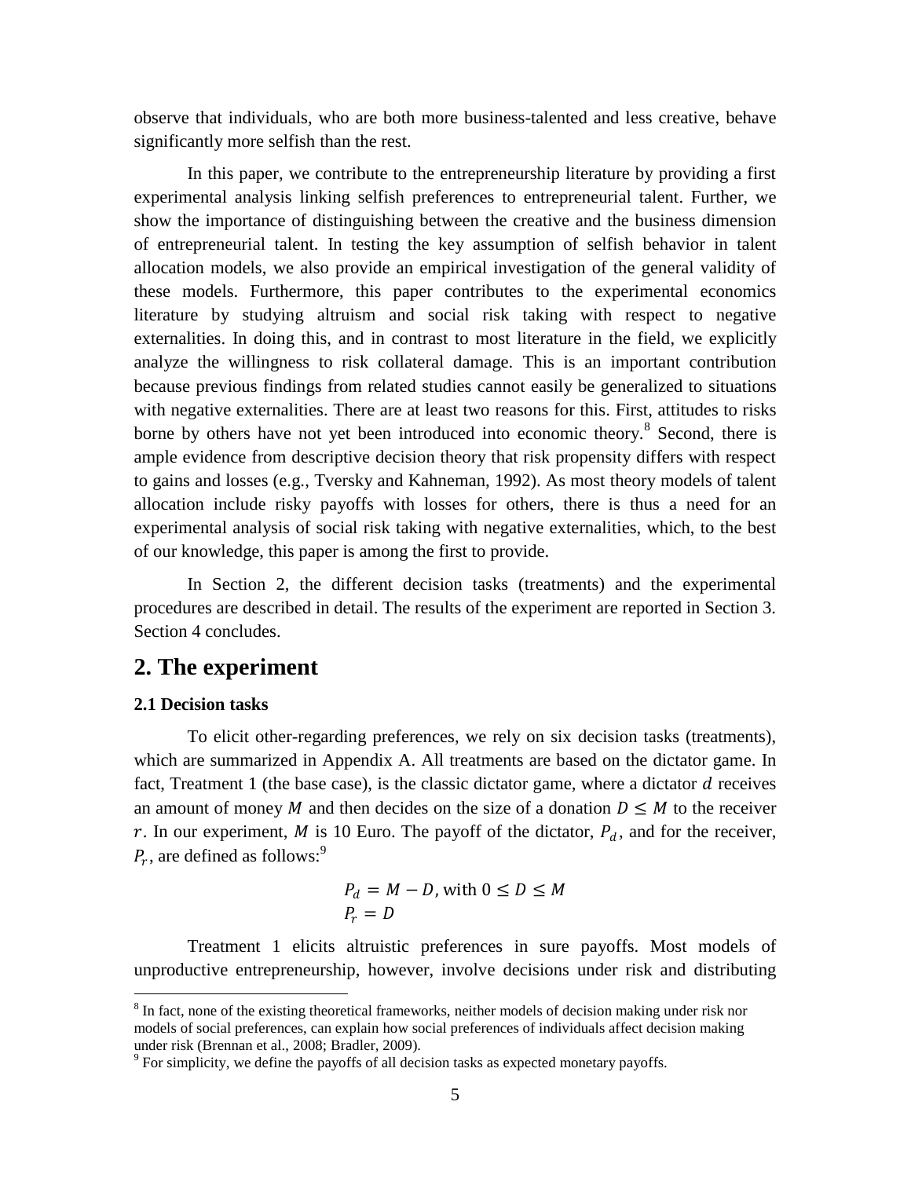observe that individuals, who are both more business-talented and less creative, behave significantly more selfish than the rest.

In this paper, we contribute to the entrepreneurship literature by providing a first experimental analysis linking selfish preferences to entrepreneurial talent. Further, we show the importance of distinguishing between the creative and the business dimension of entrepreneurial talent. In testing the key assumption of selfish behavior in talent allocation models, we also provide an empirical investigation of the general validity of these models. Furthermore, this paper contributes to the experimental economics literature by studying altruism and social risk taking with respect to negative externalities. In doing this, and in contrast to most literature in the field, we explicitly analyze the willingness to risk collateral damage. This is an important contribution because previous findings from related studies cannot easily be generalized to situations with negative externalities. There are at least two reasons for this. First, attitudes to risks borne by others have not yet been introduced into economic theory.[8] Second, there is ample evidence from descriptive decision theory that risk propensity differs with respect to gains and losses (e.g., Tversky and Kahneman, 1992). As most theory models of talent allocation include risky payoffs with losses for others, there is thus a need for an experimental analysis of social risk taking with negative externalities, which, to the best of our knowledge, this paper is among the first to provide.

In Section 2, the different decision tasks (treatments) and the experimental procedures are described in detail. The results of the experiment are reported in Section 3. Section 4 concludes.

## 2. The experiment

### 2.1 Decision tasks

To elicit other-regarding preferences, we rely on six decision tasks (treatments), which are summarized in Appendix A. All treatments are based on the dictator game. In fact, Treatment 1 (the base case), is the classic dictator game, where a dictator $d$ receives an amount of money $M$ and then decides on the size of a donation $D \leq M$ to the receiver $r$. In our experiment, $M$ is 10 Euro. The payoff of the dictator, $P_d$, and for the receiver, $P_r$, are defined as follows:[9]

$$P_d = M - D, \text{ with } 0 \leq D \leq M$$
$$P_r = D$$

Treatment 1 elicits altruistic preferences in sure payoffs. Most models of unproductive entrepreneurship, however, involve decisions under risk and distributing

[8] In fact, none of the existing theoretical frameworks, neither models of decision making under risk nor models of social preferences, can explain how social preferences of individuals affect decision making under risk (Brennan et al., 2008; Bradler, 2009).

[9] For simplicity, we define the payoffs of all decision tasks as expected monetary payoffs.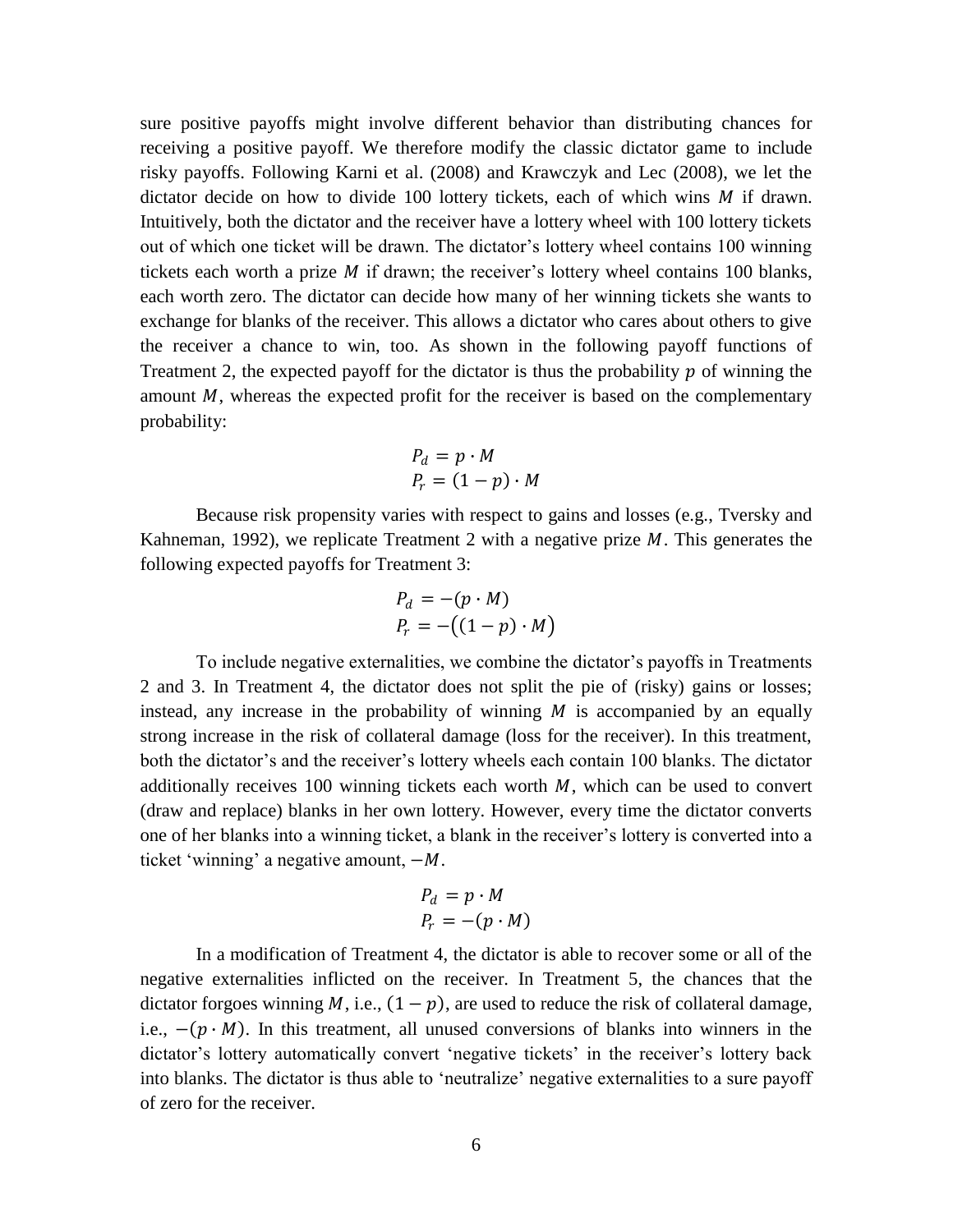sure positive payoffs might involve different behavior than distributing chances for receiving a positive payoff. We therefore modify the classic dictator game to include risky payoffs. Following Karni et al. (2008) and Krawczyk and Lec (2008), we let the dictator decide on how to divide 100 lottery tickets, each of which wins $M$ if drawn. Intuitively, both the dictator and the receiver have a lottery wheel with 100 lottery tickets out of which one ticket will be drawn. The dictator's lottery wheel contains 100 winning tickets each worth a prize $M$ if drawn; the receiver's lottery wheel contains 100 blanks, each worth zero. The dictator can decide how many of her winning tickets she wants to exchange for blanks of the receiver. This allows a dictator who cares about others to give the receiver a chance to win, too. As shown in the following payoff functions of Treatment 2, the expected payoff for the dictator is thus the probability $p$ of winning the amount $M$, whereas the expected profit for the receiver is based on the complementary probability:

$$P_d = p \cdot M$$
$$P_r = (1 - p) \cdot M$$

Because risk propensity varies with respect to gains and losses (e.g., Tversky and Kahneman, 1992), we replicate Treatment 2 with a negative prize $M$. This generates the following expected payoffs for Treatment 3:

$$P_d = -(p \cdot M)$$
$$P_r = -\big((1 - p) \cdot M\big)$$

To include negative externalities, we combine the dictator's payoffs in Treatments 2 and 3. In Treatment 4, the dictator does not split the pie of (risky) gains or losses; instead, any increase in the probability of winning $M$ is accompanied by an equally strong increase in the risk of collateral damage (loss for the receiver). In this treatment, both the dictator's and the receiver's lottery wheels each contain 100 blanks. The dictator additionally receives 100 winning tickets each worth $M$, which can be used to convert (draw and replace) blanks in her own lottery. However, every time the dictator converts one of her blanks into a winning ticket, a blank in the receiver's lottery is converted into a ticket 'winning' a negative amount, $-M$.

$$P_d = p \cdot M$$
$$P_r = -(p \cdot M)$$

In a modification of Treatment 4, the dictator is able to recover some or all of the negative externalities inflicted on the receiver. In Treatment 5, the chances that the dictator forgoes winning $M$, i.e., $(1 - p)$, are used to reduce the risk of collateral damage, i.e., $-(p \cdot M)$. In this treatment, all unused conversions of blanks into winners in the dictator's lottery automatically convert 'negative tickets' in the receiver's lottery back into blanks. The dictator is thus able to 'neutralize' negative externalities to a sure payoff of zero for the receiver.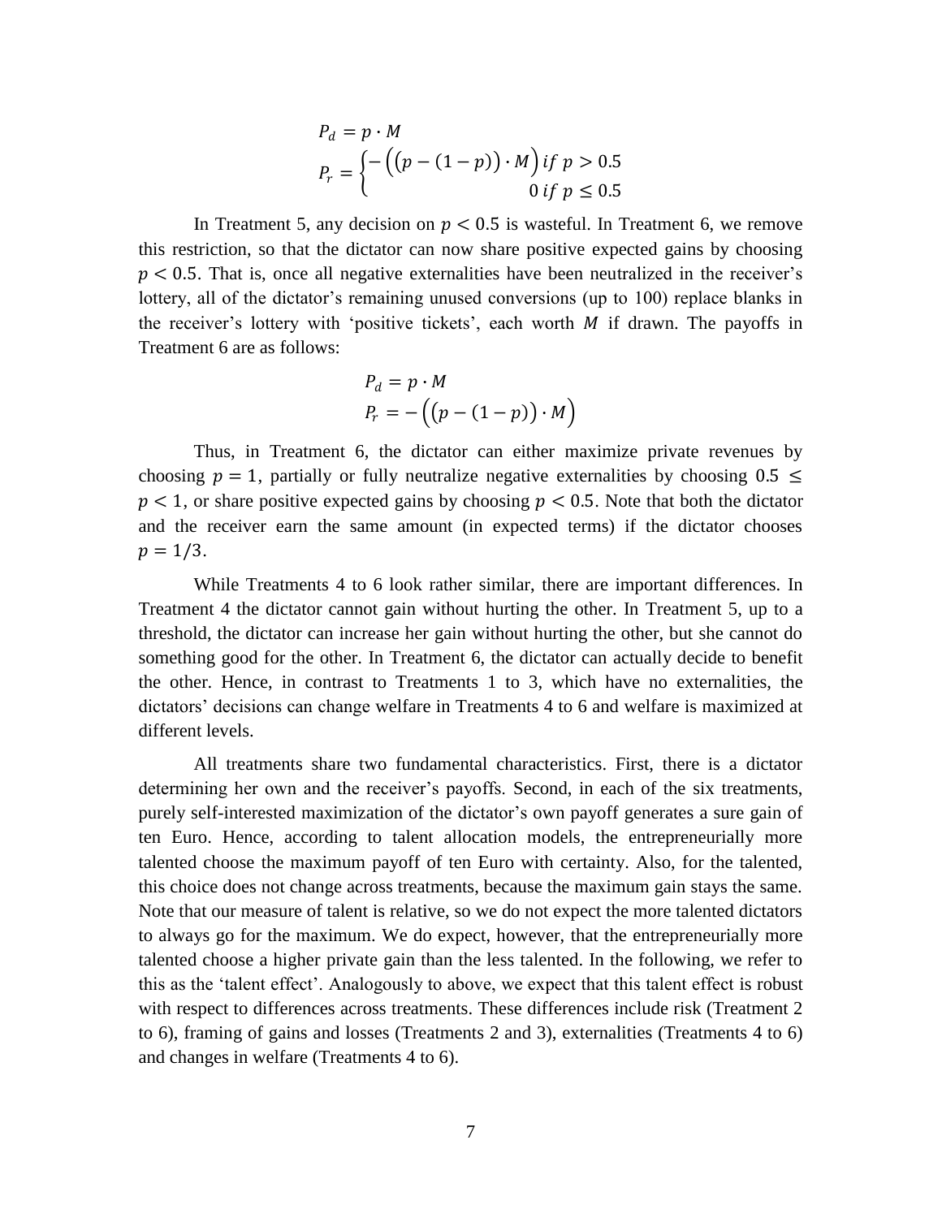$$P_d = p \cdot M$$

$$P_r = \begin{cases} -\left(\left(p - (1-p)\right) \cdot M\right) if\ p > 0.5 \\ 0\ if\ p \leq 0.5 \end{cases}$$

In Treatment 5, any decision on $p < 0.5$ is wasteful. In Treatment 6, we remove this restriction, so that the dictator can now share positive expected gains by choosing $p < 0.5$. That is, once all negative externalities have been neutralized in the receiver's lottery, all of the dictator's remaining unused conversions (up to 100) replace blanks in the receiver's lottery with 'positive tickets', each worth $M$ if drawn. The payoffs in Treatment 6 are as follows:

$$P_d = p \cdot M$$

$$P_r = -\left(\left(p - (1-p)\right) \cdot M\right)$$

Thus, in Treatment 6, the dictator can either maximize private revenues by choosing $p = 1$, partially or fully neutralize negative externalities by choosing $0.5 \leq p < 1$, or share positive expected gains by choosing $p < 0.5$. Note that both the dictator and the receiver earn the same amount (in expected terms) if the dictator chooses $p = 1/3$.

While Treatments 4 to 6 look rather similar, there are important differences. In Treatment 4 the dictator cannot gain without hurting the other. In Treatment 5, up to a threshold, the dictator can increase her gain without hurting the other, but she cannot do something good for the other. In Treatment 6, the dictator can actually decide to benefit the other. Hence, in contrast to Treatments 1 to 3, which have no externalities, the dictators' decisions can change welfare in Treatments 4 to 6 and welfare is maximized at different levels.

All treatments share two fundamental characteristics. First, there is a dictator determining her own and the receiver's payoffs. Second, in each of the six treatments, purely self-interested maximization of the dictator's own payoff generates a sure gain of ten Euro. Hence, according to talent allocation models, the entrepreneurially more talented choose the maximum payoff of ten Euro with certainty. Also, for the talented, this choice does not change across treatments, because the maximum gain stays the same. Note that our measure of talent is relative, so we do not expect the more talented dictators to always go for the maximum. We do expect, however, that the entrepreneurially more talented choose a higher private gain than the less talented. In the following, we refer to this as the 'talent effect'. Analogously to above, we expect that this talent effect is robust with respect to differences across treatments. These differences include risk (Treatment 2 to 6), framing of gains and losses (Treatments 2 and 3), externalities (Treatments 4 to 6) and changes in welfare (Treatments 4 to 6).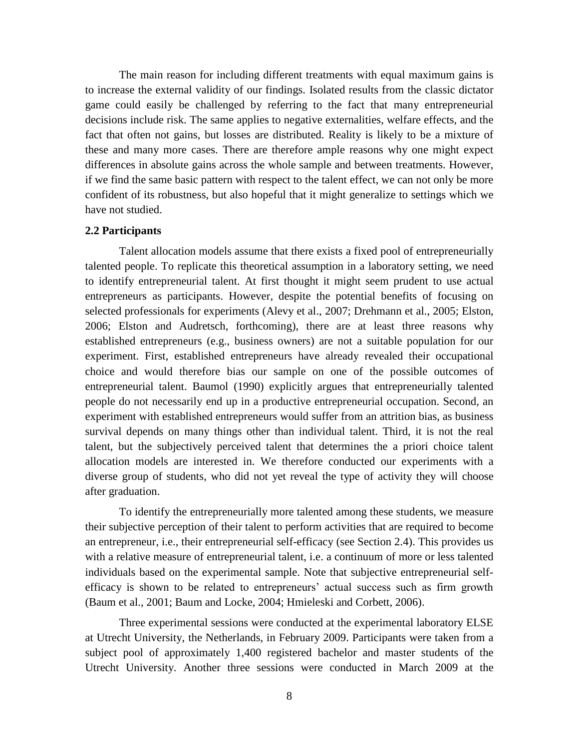The main reason for including different treatments with equal maximum gains is to increase the external validity of our findings. Isolated results from the classic dictator game could easily be challenged by referring to the fact that many entrepreneurial decisions include risk. The same applies to negative externalities, welfare effects, and the fact that often not gains, but losses are distributed. Reality is likely to be a mixture of these and many more cases. There are therefore ample reasons why one might expect differences in absolute gains across the whole sample and between treatments. However, if we find the same basic pattern with respect to the talent effect, we can not only be more confident of its robustness, but also hopeful that it might generalize to settings which we have not studied.

### 2.2 Participants

Talent allocation models assume that there exists a fixed pool of entrepreneurially talented people. To replicate this theoretical assumption in a laboratory setting, we need to identify entrepreneurial talent. At first thought it might seem prudent to use actual entrepreneurs as participants. However, despite the potential benefits of focusing on selected professionals for experiments (Alevy et al., 2007; Drehmann et al., 2005; Elston, 2006; Elston and Audretsch, forthcoming), there are at least three reasons why established entrepreneurs (e.g., business owners) are not a suitable population for our experiment. First, established entrepreneurs have already revealed their occupational choice and would therefore bias our sample on one of the possible outcomes of entrepreneurial talent. Baumol (1990) explicitly argues that entrepreneurially talented people do not necessarily end up in a productive entrepreneurial occupation. Second, an experiment with established entrepreneurs would suffer from an attrition bias, as business survival depends on many things other than individual talent. Third, it is not the real talent, but the subjectively perceived talent that determines the a priori choice talent allocation models are interested in. We therefore conducted our experiments with a diverse group of students, who did not yet reveal the type of activity they will choose after graduation.

To identify the entrepreneurially more talented among these students, we measure their subjective perception of their talent to perform activities that are required to become an entrepreneur, i.e., their entrepreneurial self-efficacy (see Section 2.4). This provides us with a relative measure of entrepreneurial talent, i.e. a continuum of more or less talented individuals based on the experimental sample. Note that subjective entrepreneurial self-efficacy is shown to be related to entrepreneurs' actual success such as firm growth (Baum et al., 2001; Baum and Locke, 2004; Hmieleski and Corbett, 2006).

Three experimental sessions were conducted at the experimental laboratory ELSE at Utrecht University, the Netherlands, in February 2009. Participants were taken from a subject pool of approximately 1,400 registered bachelor and master students of the Utrecht University. Another three sessions were conducted in March 2009 at the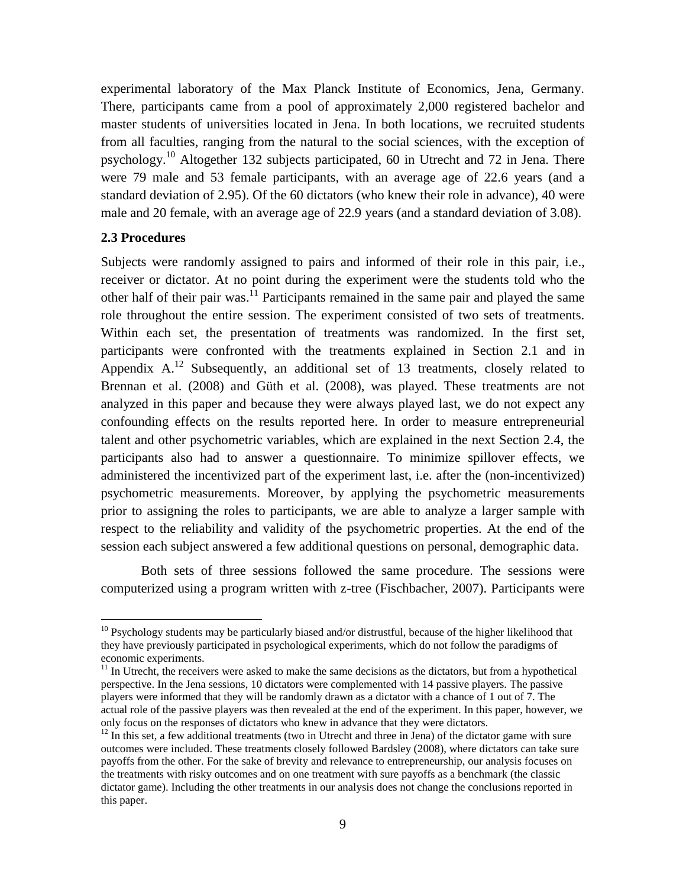experimental laboratory of the Max Planck Institute of Economics, Jena, Germany. There, participants came from a pool of approximately 2,000 registered bachelor and master students of universities located in Jena. In both locations, we recruited students from all faculties, ranging from the natural to the social sciences, with the exception of psychology.[10] Altogether 132 subjects participated, 60 in Utrecht and 72 in Jena. There were 79 male and 53 female participants, with an average age of 22.6 years (and a standard deviation of 2.95). Of the 60 dictators (who knew their role in advance), 40 were male and 20 female, with an average age of 22.9 years (and a standard deviation of 3.08).

### 2.3 Procedures

Subjects were randomly assigned to pairs and informed of their role in this pair, i.e., receiver or dictator. At no point during the experiment were the students told who the other half of their pair was.[11] Participants remained in the same pair and played the same role throughout the entire session. The experiment consisted of two sets of treatments. Within each set, the presentation of treatments was randomized. In the first set, participants were confronted with the treatments explained in Section 2.1 and in Appendix A.[12] Subsequently, an additional set of 13 treatments, closely related to Brennan et al. (2008) and Güth et al. (2008), was played. These treatments are not analyzed in this paper and because they were always played last, we do not expect any confounding effects on the results reported here. In order to measure entrepreneurial talent and other psychometric variables, which are explained in the next Section 2.4, the participants also had to answer a questionnaire. To minimize spillover effects, we administered the incentivized part of the experiment last, i.e. after the (non-incentivized) psychometric measurements. Moreover, by applying the psychometric measurements prior to assigning the roles to participants, we are able to analyze a larger sample with respect to the reliability and validity of the psychometric properties. At the end of the session each subject answered a few additional questions on personal, demographic data.

Both sets of three sessions followed the same procedure. The sessions were computerized using a program written with z-tree (Fischbacher, 2007). Participants were

---

[10] Psychology students may be particularly biased and/or distrustful, because of the higher likelihood that they have previously participated in psychological experiments, which do not follow the paradigms of economic experiments.

[11] In Utrecht, the receivers were asked to make the same decisions as the dictators, but from a hypothetical perspective. In the Jena sessions, 10 dictators were complemented with 14 passive players. The passive players were informed that they will be randomly drawn as a dictator with a chance of 1 out of 7. The actual role of the passive players was then revealed at the end of the experiment. In this paper, however, we only focus on the responses of dictators who knew in advance that they were dictators.

[12] In this set, a few additional treatments (two in Utrecht and three in Jena) of the dictator game with sure outcomes were included. These treatments closely followed Bardsley (2008), where dictators can take sure payoffs from the other. For the sake of brevity and relevance to entrepreneurship, our analysis focuses on the treatments with risky outcomes and on one treatment with sure payoffs as a benchmark (the classic dictator game). Including the other treatments in our analysis does not change the conclusions reported in this paper.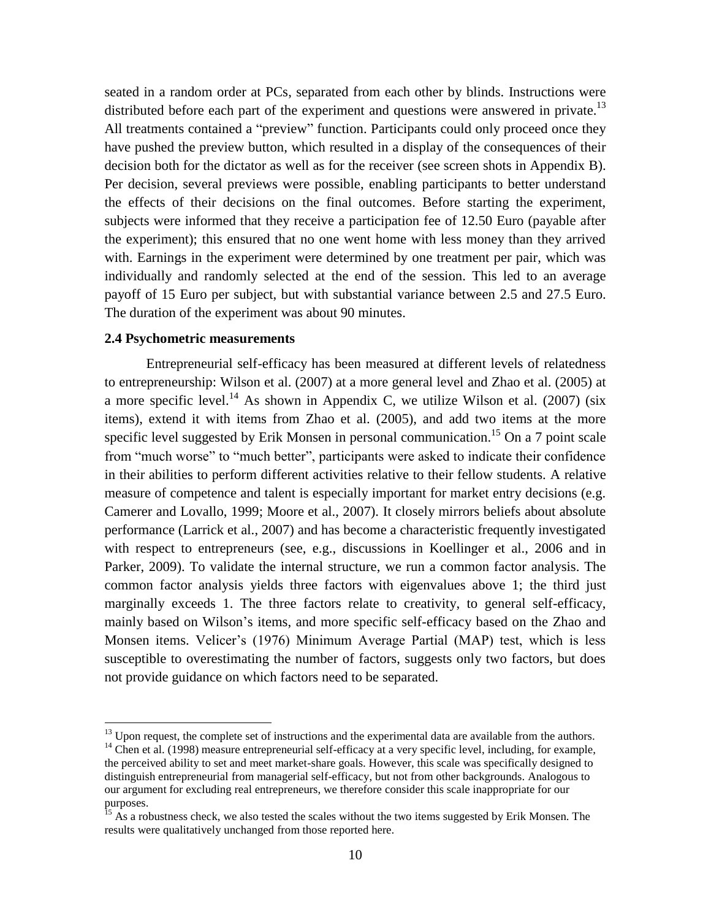seated in a random order at PCs, separated from each other by blinds. Instructions were distributed before each part of the experiment and questions were answered in private.[13] All treatments contained a "preview" function. Participants could only proceed once they have pushed the preview button, which resulted in a display of the consequences of their decision both for the dictator as well as for the receiver (see screen shots in Appendix B). Per decision, several previews were possible, enabling participants to better understand the effects of their decisions on the final outcomes. Before starting the experiment, subjects were informed that they receive a participation fee of 12.50 Euro (payable after the experiment); this ensured that no one went home with less money than they arrived with. Earnings in the experiment were determined by one treatment per pair, which was individually and randomly selected at the end of the session. This led to an average payoff of 15 Euro per subject, but with substantial variance between 2.5 and 27.5 Euro. The duration of the experiment was about 90 minutes.

### 2.4 Psychometric measurements

Entrepreneurial self-efficacy has been measured at different levels of relatedness to entrepreneurship: Wilson et al. (2007) at a more general level and Zhao et al. (2005) at a more specific level.[14] As shown in Appendix C, we utilize Wilson et al. (2007) (six items), extend it with items from Zhao et al. (2005), and add two items at the more specific level suggested by Erik Monsen in personal communication.[15] On a 7 point scale from "much worse" to "much better", participants were asked to indicate their confidence in their abilities to perform different activities relative to their fellow students. A relative measure of competence and talent is especially important for market entry decisions (e.g. Camerer and Lovallo, 1999; Moore et al., 2007). It closely mirrors beliefs about absolute performance (Larrick et al., 2007) and has become a characteristic frequently investigated with respect to entrepreneurs (see, e.g., discussions in Koellinger et al., 2006 and in Parker, 2009). To validate the internal structure, we run a common factor analysis. The common factor analysis yields three factors with eigenvalues above 1; the third just marginally exceeds 1. The three factors relate to creativity, to general self-efficacy, mainly based on Wilson's items, and more specific self-efficacy based on the Zhao and Monsen items. Velicer's (1976) Minimum Average Partial (MAP) test, which is less susceptible to overestimating the number of factors, suggests only two factors, but does not provide guidance on which factors need to be separated.

---

[13] Upon request, the complete set of instructions and the experimental data are available from the authors.

[14] Chen et al. (1998) measure entrepreneurial self-efficacy at a very specific level, including, for example, the perceived ability to set and meet market-share goals. However, this scale was specifically designed to distinguish entrepreneurial from managerial self-efficacy, but not from other backgrounds. Analogous to our argument for excluding real entrepreneurs, we therefore consider this scale inappropriate for our purposes.

[15] As a robustness check, we also tested the scales without the two items suggested by Erik Monsen. The results were qualitatively unchanged from those reported here.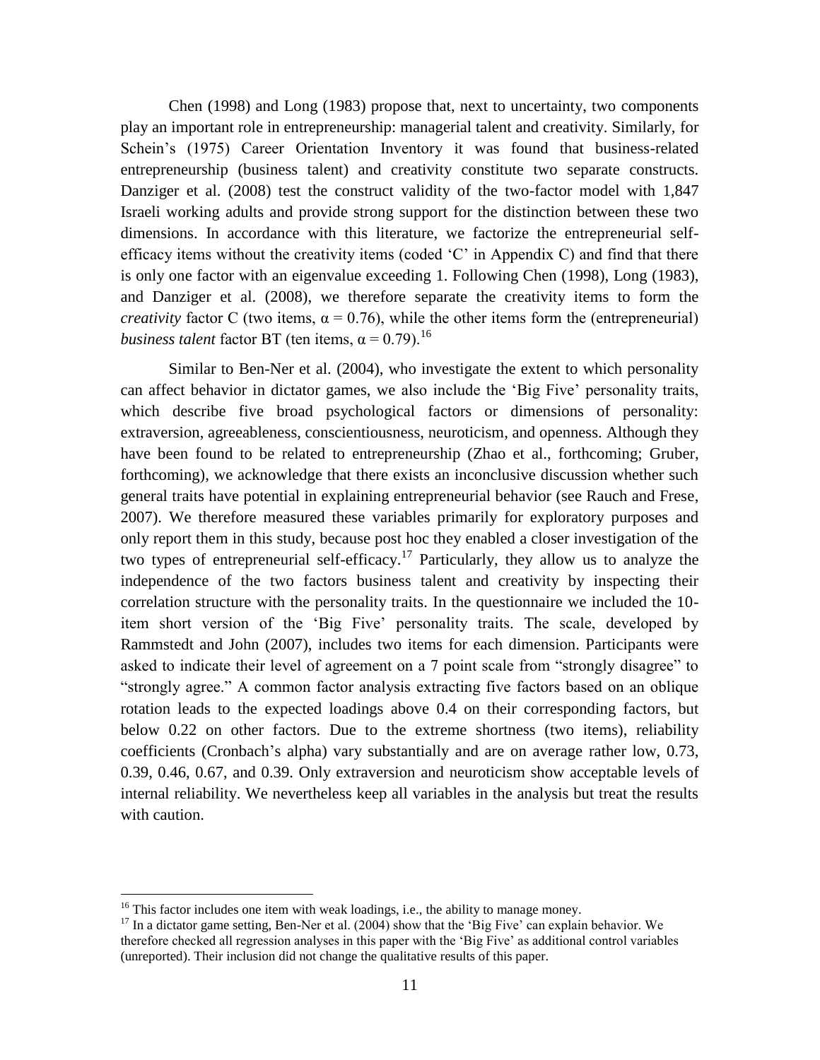Chen (1998) and Long (1983) propose that, next to uncertainty, two components play an important role in entrepreneurship: managerial talent and creativity. Similarly, for Schein's (1975) Career Orientation Inventory it was found that business-related entrepreneurship (business talent) and creativity constitute two separate constructs. Danziger et al. (2008) test the construct validity of the two-factor model with 1,847 Israeli working adults and provide strong support for the distinction between these two dimensions. In accordance with this literature, we factorize the entrepreneurial self-efficacy items without the creativity items (coded 'C' in Appendix C) and find that there is only one factor with an eigenvalue exceeding 1. Following Chen (1998), Long (1983), and Danziger et al. (2008), we therefore separate the creativity items to form the *creativity* factor C (two items, $\alpha = 0.76$), while the other items form the (entrepreneurial) *business talent* factor BT (ten items, $\alpha = 0.79$).[16]

Similar to Ben-Ner et al. (2004), who investigate the extent to which personality can affect behavior in dictator games, we also include the 'Big Five' personality traits, which describe five broad psychological factors or dimensions of personality: extraversion, agreeableness, conscientiousness, neuroticism, and openness. Although they have been found to be related to entrepreneurship (Zhao et al., forthcoming; Gruber, forthcoming), we acknowledge that there exists an inconclusive discussion whether such general traits have potential in explaining entrepreneurial behavior (see Rauch and Frese, 2007). We therefore measured these variables primarily for exploratory purposes and only report them in this study, because post hoc they enabled a closer investigation of the two types of entrepreneurial self-efficacy.[17] Particularly, they allow us to analyze the independence of the two factors business talent and creativity by inspecting their correlation structure with the personality traits. In the questionnaire we included the 10-item short version of the 'Big Five' personality traits. The scale, developed by Rammstedt and John (2007), includes two items for each dimension. Participants were asked to indicate their level of agreement on a 7 point scale from "strongly disagree" to "strongly agree." A common factor analysis extracting five factors based on an oblique rotation leads to the expected loadings above 0.4 on their corresponding factors, but below 0.22 on other factors. Due to the extreme shortness (two items), reliability coefficients (Cronbach's alpha) vary substantially and are on average rather low, 0.73, 0.39, 0.46, 0.67, and 0.39. Only extraversion and neuroticism show acceptable levels of internal reliability. We nevertheless keep all variables in the analysis but treat the results with caution.

[16] This factor includes one item with weak loadings, i.e., the ability to manage money.

[17] In a dictator game setting, Ben-Ner et al. (2004) show that the 'Big Five' can explain behavior. We therefore checked all regression analyses in this paper with the 'Big Five' as additional control variables (unreported). Their inclusion did not change the qualitative results of this paper.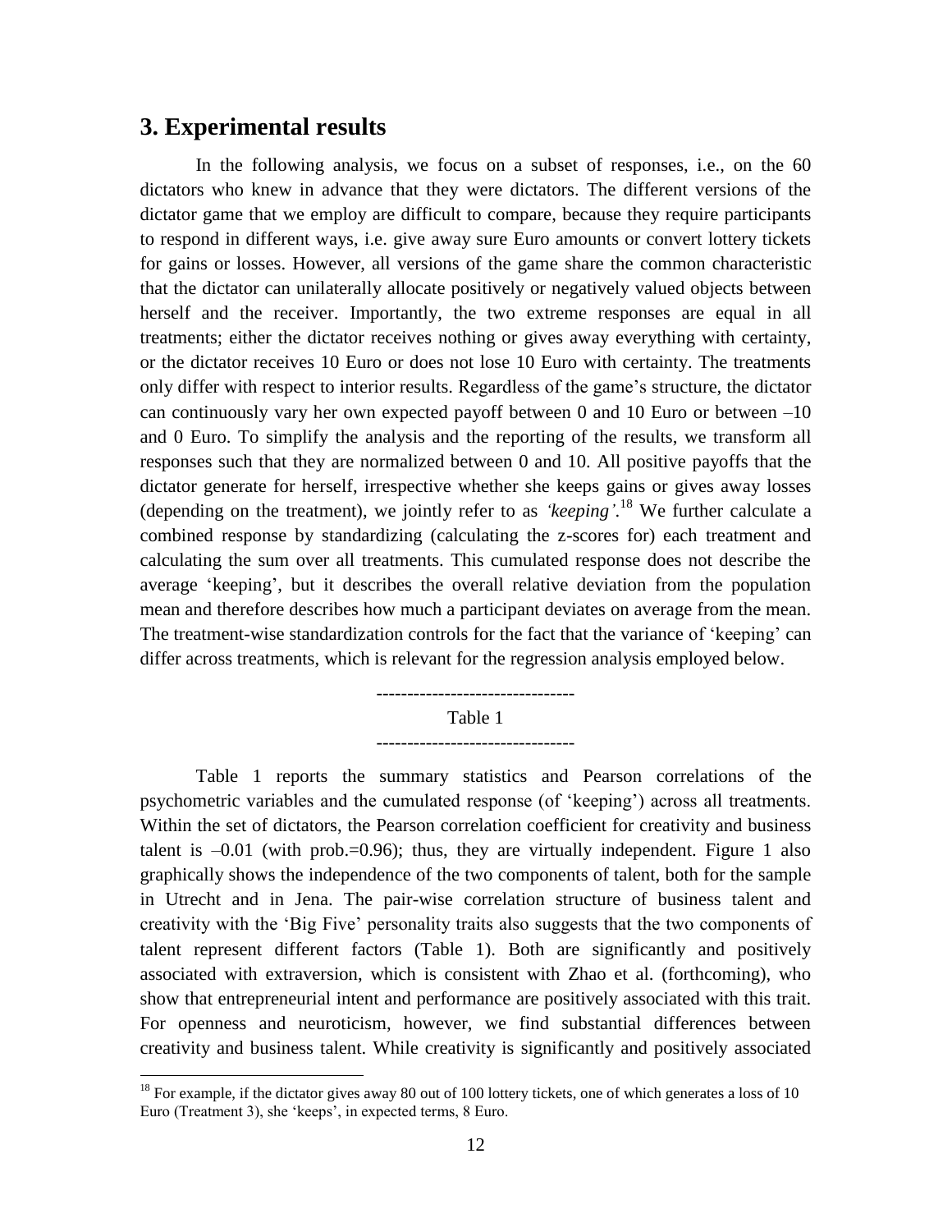## 3. Experimental results

In the following analysis, we focus on a subset of responses, i.e., on the 60 dictators who knew in advance that they were dictators. The different versions of the dictator game that we employ are difficult to compare, because they require participants to respond in different ways, i.e. give away sure Euro amounts or convert lottery tickets for gains or losses. However, all versions of the game share the common characteristic that the dictator can unilaterally allocate positively or negatively valued objects between herself and the receiver. Importantly, the two extreme responses are equal in all treatments; either the dictator receives nothing or gives away everything with certainty, or the dictator receives 10 Euro or does not lose 10 Euro with certainty. The treatments only differ with respect to interior results. Regardless of the game's structure, the dictator can continuously vary her own expected payoff between 0 and 10 Euro or between –10 and 0 Euro. To simplify the analysis and the reporting of the results, we transform all responses such that they are normalized between 0 and 10. All positive payoffs that the dictator generate for herself, irrespective whether she keeps gains or gives away losses (depending on the treatment), we jointly refer to as *'keeping'*.[18] We further calculate a combined response by standardizing (calculating the z-scores for) each treatment and calculating the sum over all treatments. This cumulated response does not describe the average 'keeping', but it describes the overall relative deviation from the population mean and therefore describes how much a participant deviates on average from the mean. The treatment-wise standardization controls for the fact that the variance of 'keeping' can differ across treatments, which is relevant for the regression analysis employed below.

--------------------------------

Table 1

--------------------------------

Table 1 reports the summary statistics and Pearson correlations of the psychometric variables and the cumulated response (of 'keeping') across all treatments. Within the set of dictators, the Pearson correlation coefficient for creativity and business talent is –0.01 (with prob.=0.96); thus, they are virtually independent. Figure 1 also graphically shows the independence of the two components of talent, both for the sample in Utrecht and in Jena. The pair-wise correlation structure of business talent and creativity with the 'Big Five' personality traits also suggests that the two components of talent represent different factors (Table 1). Both are significantly and positively associated with extraversion, which is consistent with Zhao et al. (forthcoming), who show that entrepreneurial intent and performance are positively associated with this trait. For openness and neuroticism, however, we find substantial differences between creativity and business talent. While creativity is significantly and positively associated

[18] For example, if the dictator gives away 80 out of 100 lottery tickets, one of which generates a loss of 10 Euro (Treatment 3), she 'keeps', in expected terms, 8 Euro.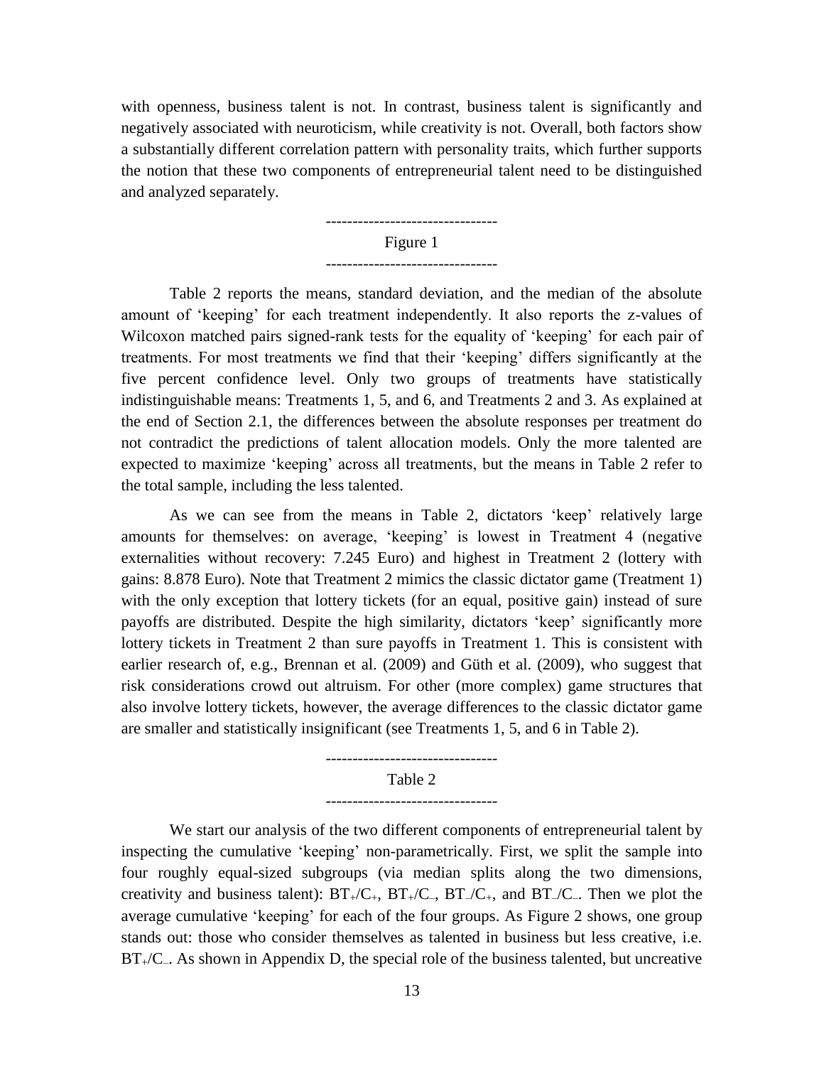with openness, business talent is not. In contrast, business talent is significantly and negatively associated with neuroticism, while creativity is not. Overall, both factors show a substantially different correlation pattern with personality traits, which further supports the notion that these two components of entrepreneurial talent need to be distinguished and analyzed separately.

--------------------------------

Figure 1

--------------------------------

Table 2 reports the means, standard deviation, and the median of the absolute amount of 'keeping' for each treatment independently. It also reports the z-values of Wilcoxon matched pairs signed-rank tests for the equality of 'keeping' for each pair of treatments. For most treatments we find that their 'keeping' differs significantly at the five percent confidence level. Only two groups of treatments have statistically indistinguishable means: Treatments 1, 5, and 6, and Treatments 2 and 3. As explained at the end of Section 2.1, the differences between the absolute responses per treatment do not contradict the predictions of talent allocation models. Only the more talented are expected to maximize 'keeping' across all treatments, but the means in Table 2 refer to the total sample, including the less talented.

As we can see from the means in Table 2, dictators 'keep' relatively large amounts for themselves: on average, 'keeping' is lowest in Treatment 4 (negative externalities without recovery: 7.245 Euro) and highest in Treatment 2 (lottery with gains: 8.878 Euro). Note that Treatment 2 mimics the classic dictator game (Treatment 1) with the only exception that lottery tickets (for an equal, positive gain) instead of sure payoffs are distributed. Despite the high similarity, dictators 'keep' significantly more lottery tickets in Treatment 2 than sure payoffs in Treatment 1. This is consistent with earlier research of, e.g., Brennan et al. (2009) and Güth et al. (2009), who suggest that risk considerations crowd out altruism. For other (more complex) game structures that also involve lottery tickets, however, the average differences to the classic dictator game are smaller and statistically insignificant (see Treatments 1, 5, and 6 in Table 2).

--------------------------------

Table 2

--------------------------------

We start our analysis of the two different components of entrepreneurial talent by inspecting the cumulative 'keeping' non-parametrically. First, we split the sample into four roughly equal-sized subgroups (via median splits along the two dimensions, creativity and business talent): $BT_{+}/C_{+}$, $BT_{+}/C_{-}$, $BT_{-}/C_{+}$, and $BT_{-}/C_{-}$. Then we plot the average cumulative 'keeping' for each of the four groups. As Figure 2 shows, one group stands out: those who consider themselves as talented in business but less creative, i.e. $BT_{+}/C_{-}$. As shown in Appendix D, the special role of the business talented, but uncreative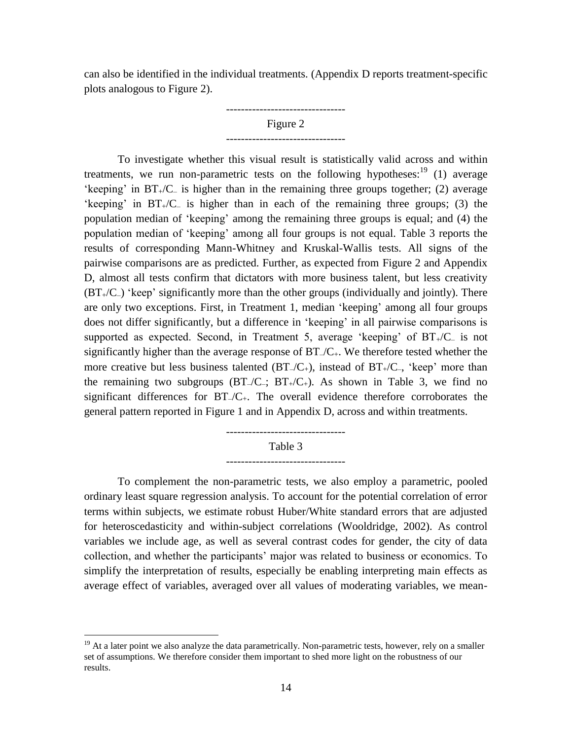can also be identified in the individual treatments. (Appendix D reports treatment-specific plots analogous to Figure 2).

--------------------------------
Figure 2
--------------------------------

To investigate whether this visual result is statistically valid across and within treatments, we run non-parametric tests on the following hypotheses:[19] (1) average 'keeping' in $BT_+/C_-$ is higher than in the remaining three groups together; (2) average 'keeping' in $BT_+/C_-$ is higher than in each of the remaining three groups; (3) the population median of 'keeping' among the remaining three groups is equal; and (4) the population median of 'keeping' among all four groups is not equal. Table 3 reports the results of corresponding Mann-Whitney and Kruskal-Wallis tests. All signs of the pairwise comparisons are as predicted. Further, as expected from Figure 2 and Appendix D, almost all tests confirm that dictators with more business talent, but less creativity ($BT_+/C_-$) 'keep' significantly more than the other groups (individually and jointly). There are only two exceptions. First, in Treatment 1, median 'keeping' among all four groups does not differ significantly, but a difference in 'keeping' in all pairwise comparisons is supported as expected. Second, in Treatment 5, average 'keeping' of $BT_+/C_-$ is not significantly higher than the average response of $BT_-/C_+$. We therefore tested whether the more creative but less business talented ($BT_-/C_+$), instead of $BT_+/C_-$, 'keep' more than the remaining two subgroups ($BT_-/C_-$; $BT_+/C_+$). As shown in Table 3, we find no significant differences for $BT_-/C_+$. The overall evidence therefore corroborates the general pattern reported in Figure 1 and in Appendix D, across and within treatments.

--------------------------------
Table 3
--------------------------------

To complement the non-parametric tests, we also employ a parametric, pooled ordinary least square regression analysis. To account for the potential correlation of error terms within subjects, we estimate robust Huber/White standard errors that are adjusted for heteroscedasticity and within-subject correlations (Wooldridge, 2002). As control variables we include age, as well as several contrast codes for gender, the city of data collection, and whether the participants' major was related to business or economics. To simplify the interpretation of results, especially be enabling interpreting main effects as average effect of variables, averaged over all values of moderating variables, we mean-

[19] At a later point we also analyze the data parametrically. Non-parametric tests, however, rely on a smaller set of assumptions. We therefore consider them important to shed more light on the robustness of our results.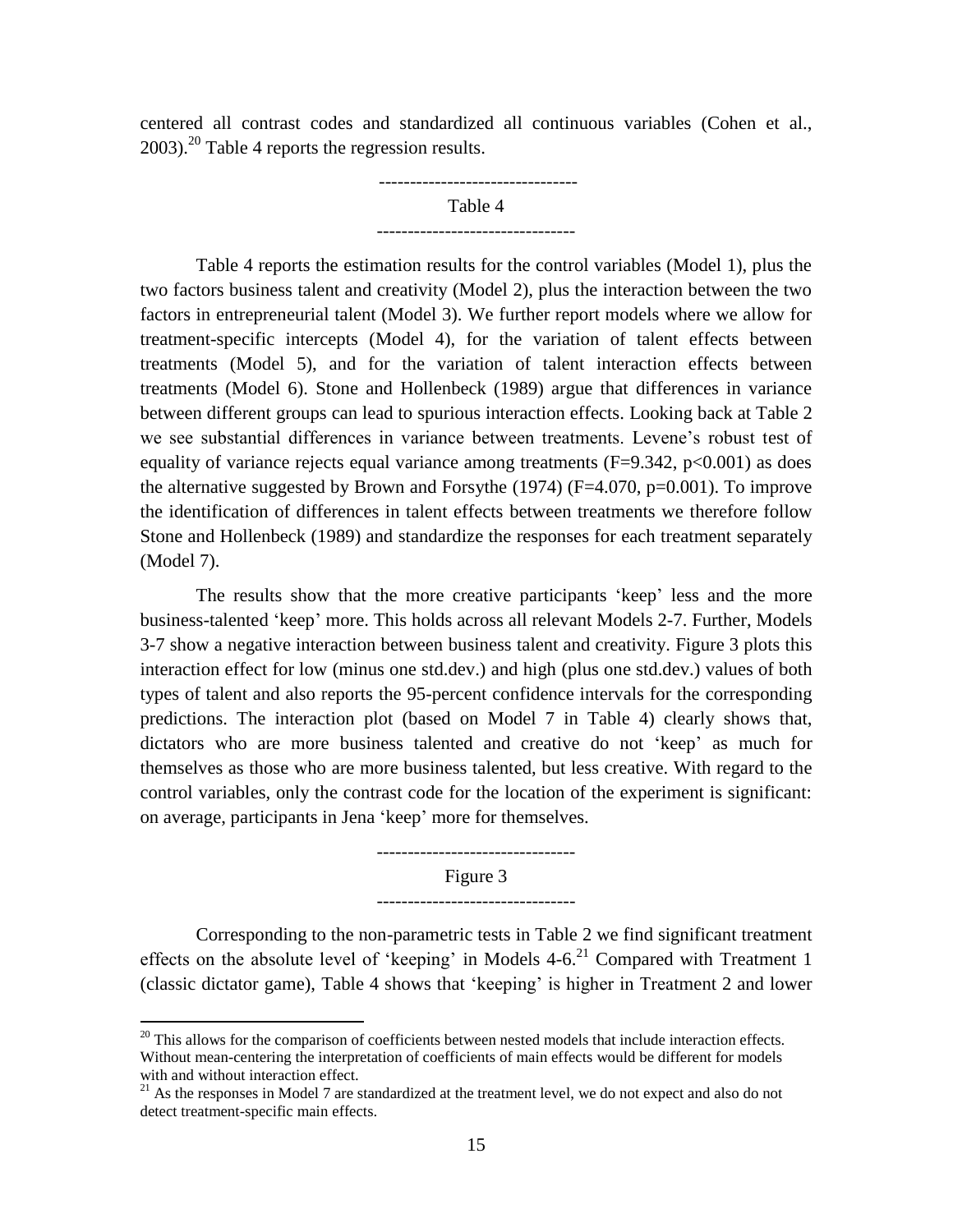centered all contrast codes and standardized all continuous variables (Cohen et al., 2003).[20] Table 4 reports the regression results.

--------------------------------

Table 4

--------------------------------

Table 4 reports the estimation results for the control variables (Model 1), plus the two factors business talent and creativity (Model 2), plus the interaction between the two factors in entrepreneurial talent (Model 3). We further report models where we allow for treatment-specific intercepts (Model 4), for the variation of talent effects between treatments (Model 5), and for the variation of talent interaction effects between treatments (Model 6). Stone and Hollenbeck (1989) argue that differences in variance between different groups can lead to spurious interaction effects. Looking back at Table 2 we see substantial differences in variance between treatments. Levene's robust test of equality of variance rejects equal variance among treatments ($F=9.342$, $p<0.001$) as does the alternative suggested by Brown and Forsythe (1974) ($F=4.070$, $p=0.001$). To improve the identification of differences in talent effects between treatments we therefore follow Stone and Hollenbeck (1989) and standardize the responses for each treatment separately (Model 7).

The results show that the more creative participants 'keep' less and the more business-talented 'keep' more. This holds across all relevant Models 2-7. Further, Models 3-7 show a negative interaction between business talent and creativity. Figure 3 plots this interaction effect for low (minus one std.dev.) and high (plus one std.dev.) values of both types of talent and also reports the 95-percent confidence intervals for the corresponding predictions. The interaction plot (based on Model 7 in Table 4) clearly shows that, dictators who are more business talented and creative do not 'keep' as much for themselves as those who are more business talented, but less creative. With regard to the control variables, only the contrast code for the location of the experiment is significant: on average, participants in Jena 'keep' more for themselves.

--------------------------------

Figure 3

--------------------------------

Corresponding to the non-parametric tests in Table 2 we find significant treatment effects on the absolute level of 'keeping' in Models 4-6.[21] Compared with Treatment 1 (classic dictator game), Table 4 shows that 'keeping' is higher in Treatment 2 and lower

[20] This allows for the comparison of coefficients between nested models that include interaction effects. Without mean-centering the interpretation of coefficients of main effects would be different for models with and without interaction effect.

[21] As the responses in Model 7 are standardized at the treatment level, we do not expect and also do not detect treatment-specific main effects.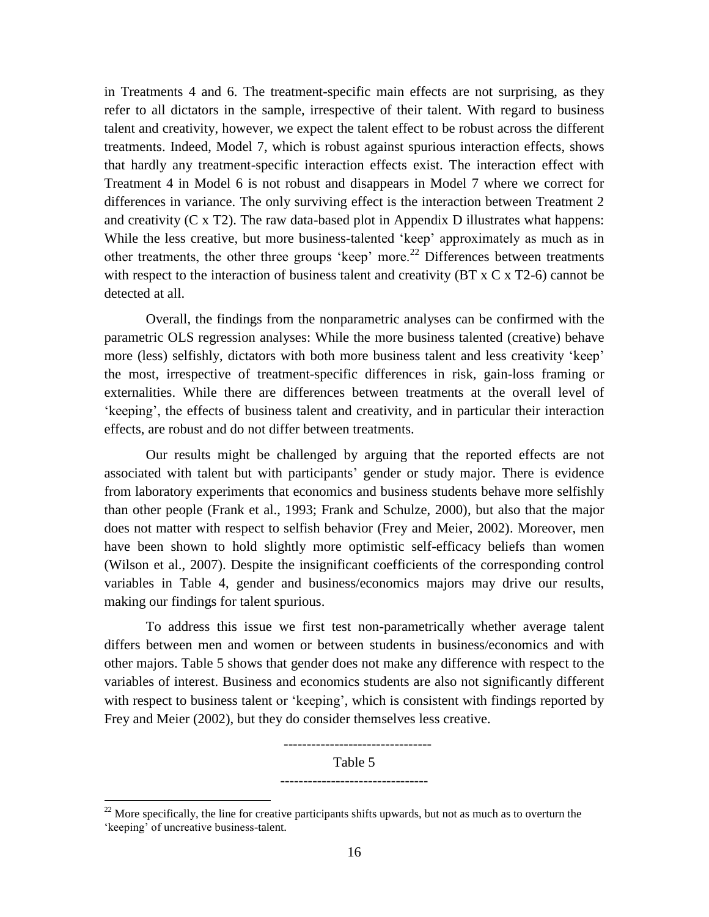in Treatments 4 and 6. The treatment-specific main effects are not surprising, as they refer to all dictators in the sample, irrespective of their talent. With regard to business talent and creativity, however, we expect the talent effect to be robust across the different treatments. Indeed, Model 7, which is robust against spurious interaction effects, shows that hardly any treatment-specific interaction effects exist. The interaction effect with Treatment 4 in Model 6 is not robust and disappears in Model 7 where we correct for differences in variance. The only surviving effect is the interaction between Treatment 2 and creativity (C x T2). The raw data-based plot in Appendix D illustrates what happens: While the less creative, but more business-talented 'keep' approximately as much as in other treatments, the other three groups 'keep' more.[22] Differences between treatments with respect to the interaction of business talent and creativity (BT x C x T2-6) cannot be detected at all.

Overall, the findings from the nonparametric analyses can be confirmed with the parametric OLS regression analyses: While the more business talented (creative) behave more (less) selfishly, dictators with both more business talent and less creativity 'keep' the most, irrespective of treatment-specific differences in risk, gain-loss framing or externalities. While there are differences between treatments at the overall level of 'keeping', the effects of business talent and creativity, and in particular their interaction effects, are robust and do not differ between treatments.

Our results might be challenged by arguing that the reported effects are not associated with talent but with participants' gender or study major. There is evidence from laboratory experiments that economics and business students behave more selfishly than other people (Frank et al., 1993; Frank and Schulze, 2000), but also that the major does not matter with respect to selfish behavior (Frey and Meier, 2002). Moreover, men have been shown to hold slightly more optimistic self-efficacy beliefs than women (Wilson et al., 2007). Despite the insignificant coefficients of the corresponding control variables in Table 4, gender and business/economics majors may drive our results, making our findings for talent spurious.

To address this issue we first test non-parametrically whether average talent differs between men and women or between students in business/economics and with other majors. Table 5 shows that gender does not make any difference with respect to the variables of interest. Business and economics students are also not significantly different with respect to business talent or 'keeping', which is consistent with findings reported by Frey and Meier (2002), but they do consider themselves less creative.

-------------------------------

Table 5

-------------------------------

[22] More specifically, the line for creative participants shifts upwards, but not as much as to overturn the 'keeping' of uncreative business-talent.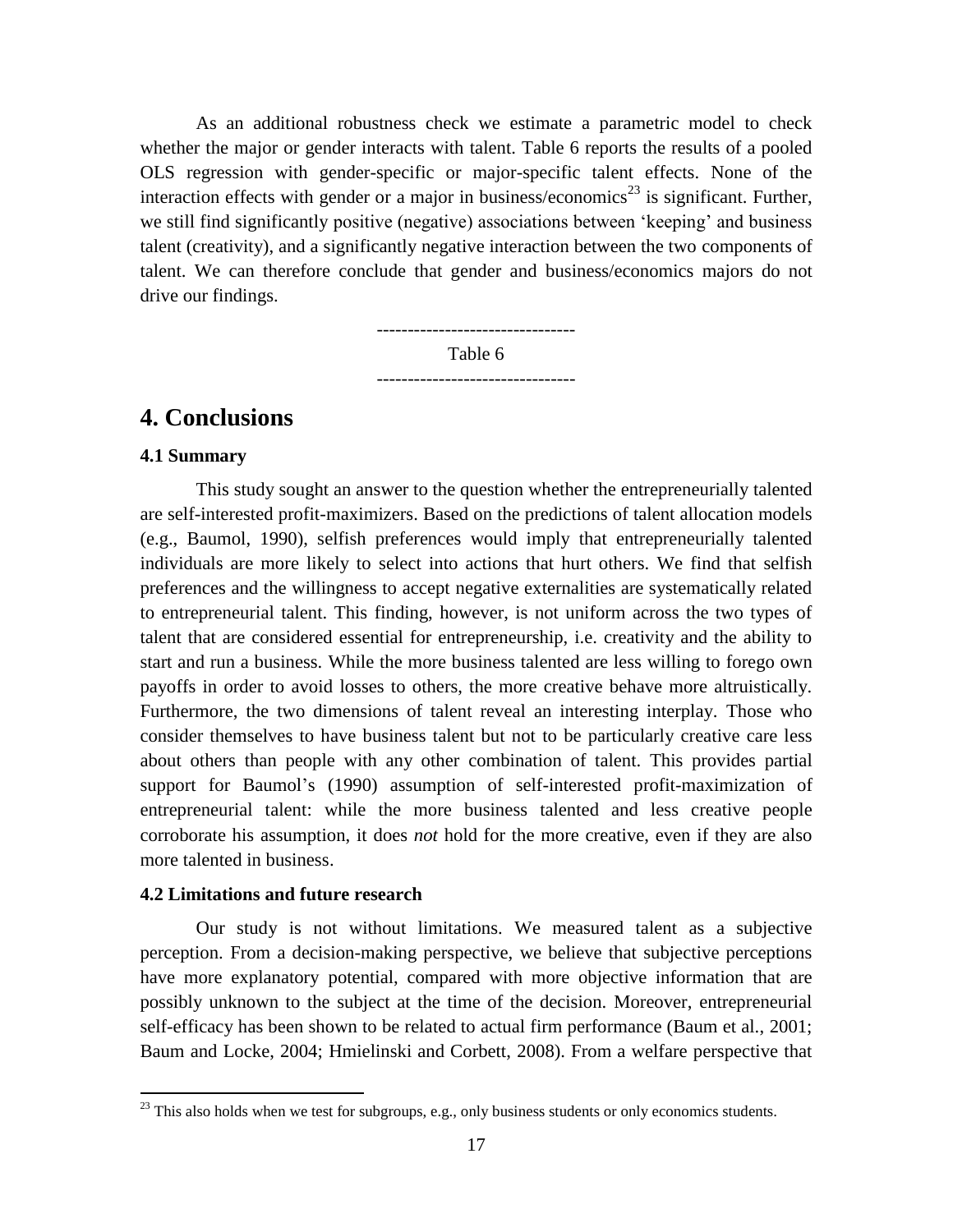As an additional robustness check we estimate a parametric model to check whether the major or gender interacts with talent. Table 6 reports the results of a pooled OLS regression with gender-specific or major-specific talent effects. None of the interaction effects with gender or a major in business/economics[23] is significant. Further, we still find significantly positive (negative) associations between 'keeping' and business talent (creativity), and a significantly negative interaction between the two components of talent. We can therefore conclude that gender and business/economics majors do not drive our findings.

--------------------------------
Table 6
--------------------------------

# 4. Conclusions

### 4.1 Summary

This study sought an answer to the question whether the entrepreneurially talented are self-interested profit-maximizers. Based on the predictions of talent allocation models (e.g., Baumol, 1990), selfish preferences would imply that entrepreneurially talented individuals are more likely to select into actions that hurt others. We find that selfish preferences and the willingness to accept negative externalities are systematically related to entrepreneurial talent. This finding, however, is not uniform across the two types of talent that are considered essential for entrepreneurship, i.e. creativity and the ability to start and run a business. While the more business talented are less willing to forego own payoffs in order to avoid losses to others, the more creative behave more altruistically. Furthermore, the two dimensions of talent reveal an interesting interplay. Those who consider themselves to have business talent but not to be particularly creative care less about others than people with any other combination of talent. This provides partial support for Baumol's (1990) assumption of self-interested profit-maximization of entrepreneurial talent: while the more business talented and less creative people corroborate his assumption, it does *not* hold for the more creative, even if they are also more talented in business.

### 4.2 Limitations and future research

Our study is not without limitations. We measured talent as a subjective perception. From a decision-making perspective, we believe that subjective perceptions have more explanatory potential, compared with more objective information that are possibly unknown to the subject at the time of the decision. Moreover, entrepreneurial self-efficacy has been shown to be related to actual firm performance (Baum et al., 2001; Baum and Locke, 2004; Hmielinski and Corbett, 2008). From a welfare perspective that

[23] This also holds when we test for subgroups, e.g., only business students or only economics students.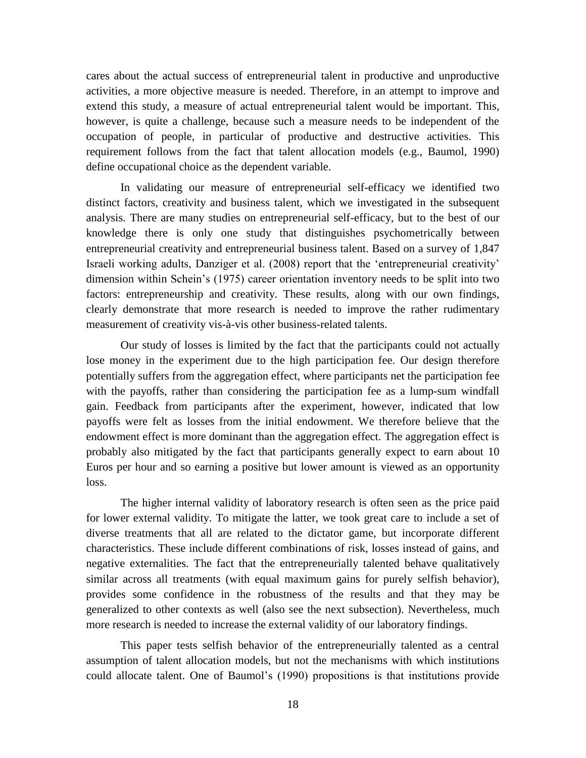cares about the actual success of entrepreneurial talent in productive and unproductive activities, a more objective measure is needed. Therefore, in an attempt to improve and extend this study, a measure of actual entrepreneurial talent would be important. This, however, is quite a challenge, because such a measure needs to be independent of the occupation of people, in particular of productive and destructive activities. This requirement follows from the fact that talent allocation models (e.g., Baumol, 1990) define occupational choice as the dependent variable.

In validating our measure of entrepreneurial self-efficacy we identified two distinct factors, creativity and business talent, which we investigated in the subsequent analysis. There are many studies on entrepreneurial self-efficacy, but to the best of our knowledge there is only one study that distinguishes psychometrically between entrepreneurial creativity and entrepreneurial business talent. Based on a survey of 1,847 Israeli working adults, Danziger et al. (2008) report that the 'entrepreneurial creativity' dimension within Schein's (1975) career orientation inventory needs to be split into two factors: entrepreneurship and creativity. These results, along with our own findings, clearly demonstrate that more research is needed to improve the rather rudimentary measurement of creativity vis-à-vis other business-related talents.

Our study of losses is limited by the fact that the participants could not actually lose money in the experiment due to the high participation fee. Our design therefore potentially suffers from the aggregation effect, where participants net the participation fee with the payoffs, rather than considering the participation fee as a lump-sum windfall gain. Feedback from participants after the experiment, however, indicated that low payoffs were felt as losses from the initial endowment. We therefore believe that the endowment effect is more dominant than the aggregation effect. The aggregation effect is probably also mitigated by the fact that participants generally expect to earn about 10 Euros per hour and so earning a positive but lower amount is viewed as an opportunity loss.

The higher internal validity of laboratory research is often seen as the price paid for lower external validity. To mitigate the latter, we took great care to include a set of diverse treatments that all are related to the dictator game, but incorporate different characteristics. These include different combinations of risk, losses instead of gains, and negative externalities. The fact that the entrepreneurially talented behave qualitatively similar across all treatments (with equal maximum gains for purely selfish behavior), provides some confidence in the robustness of the results and that they may be generalized to other contexts as well (also see the next subsection). Nevertheless, much more research is needed to increase the external validity of our laboratory findings.

This paper tests selfish behavior of the entrepreneurially talented as a central assumption of talent allocation models, but not the mechanisms with which institutions could allocate talent. One of Baumol's (1990) propositions is that institutions provide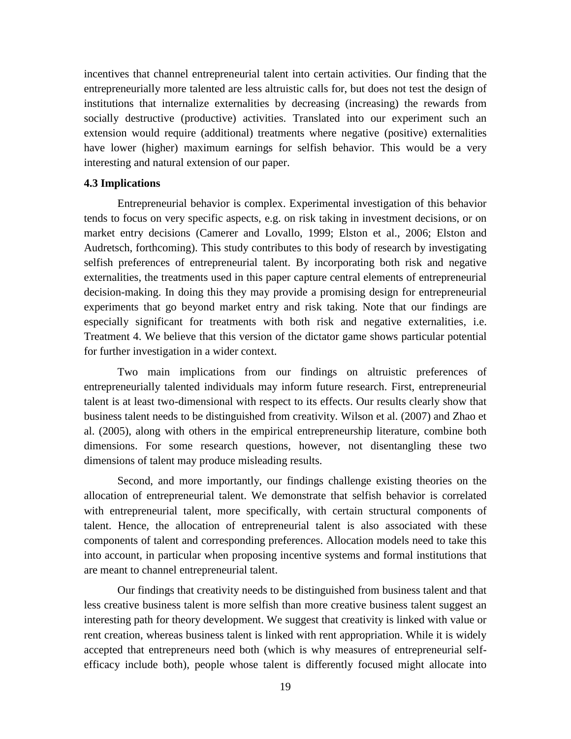incentives that channel entrepreneurial talent into certain activities. Our finding that the entrepreneurially more talented are less altruistic calls for, but does not test the design of institutions that internalize externalities by decreasing (increasing) the rewards from socially destructive (productive) activities. Translated into our experiment such an extension would require (additional) treatments where negative (positive) externalities have lower (higher) maximum earnings for selfish behavior. This would be a very interesting and natural extension of our paper.

### 4.3 Implications

Entrepreneurial behavior is complex. Experimental investigation of this behavior tends to focus on very specific aspects, e.g. on risk taking in investment decisions, or on market entry decisions (Camerer and Lovallo, 1999; Elston et al., 2006; Elston and Audretsch, forthcoming). This study contributes to this body of research by investigating selfish preferences of entrepreneurial talent. By incorporating both risk and negative externalities, the treatments used in this paper capture central elements of entrepreneurial decision-making. In doing this they may provide a promising design for entrepreneurial experiments that go beyond market entry and risk taking. Note that our findings are especially significant for treatments with both risk and negative externalities, i.e. Treatment 4. We believe that this version of the dictator game shows particular potential for further investigation in a wider context.

Two main implications from our findings on altruistic preferences of entrepreneurially talented individuals may inform future research. First, entrepreneurial talent is at least two-dimensional with respect to its effects. Our results clearly show that business talent needs to be distinguished from creativity. Wilson et al. (2007) and Zhao et al. (2005), along with others in the empirical entrepreneurship literature, combine both dimensions. For some research questions, however, not disentangling these two dimensions of talent may produce misleading results.

Second, and more importantly, our findings challenge existing theories on the allocation of entrepreneurial talent. We demonstrate that selfish behavior is correlated with entrepreneurial talent, more specifically, with certain structural components of talent. Hence, the allocation of entrepreneurial talent is also associated with these components of talent and corresponding preferences. Allocation models need to take this into account, in particular when proposing incentive systems and formal institutions that are meant to channel entrepreneurial talent.

Our findings that creativity needs to be distinguished from business talent and that less creative business talent is more selfish than more creative business talent suggest an interesting path for theory development. We suggest that creativity is linked with value or rent creation, whereas business talent is linked with rent appropriation. While it is widely accepted that entrepreneurs need both (which is why measures of entrepreneurial self-efficacy include both), people whose talent is differently focused might allocate into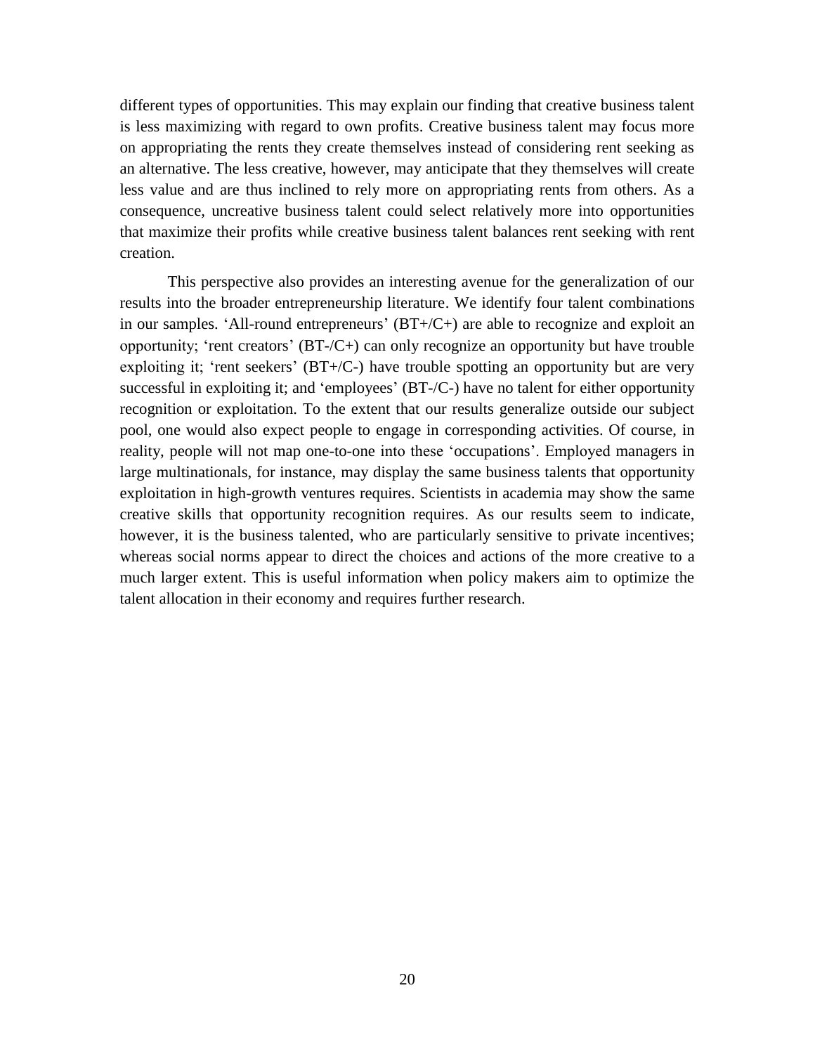different types of opportunities. This may explain our finding that creative business talent is less maximizing with regard to own profits. Creative business talent may focus more on appropriating the rents they create themselves instead of considering rent seeking as an alternative. The less creative, however, may anticipate that they themselves will create less value and are thus inclined to rely more on appropriating rents from others. As a consequence, uncreative business talent could select relatively more into opportunities that maximize their profits while creative business talent balances rent seeking with rent creation.

This perspective also provides an interesting avenue for the generalization of our results into the broader entrepreneurship literature. We identify four talent combinations in our samples. 'All-round entrepreneurs' (BT+/C+) are able to recognize and exploit an opportunity; 'rent creators' (BT-/C+) can only recognize an opportunity but have trouble exploiting it; 'rent seekers' (BT+/C-) have trouble spotting an opportunity but are very successful in exploiting it; and 'employees' (BT-/C-) have no talent for either opportunity recognition or exploitation. To the extent that our results generalize outside our subject pool, one would also expect people to engage in corresponding activities. Of course, in reality, people will not map one-to-one into these 'occupations'. Employed managers in large multinationals, for instance, may display the same business talents that opportunity exploitation in high-growth ventures requires. Scientists in academia may show the same creative skills that opportunity recognition requires. As our results seem to indicate, however, it is the business talented, who are particularly sensitive to private incentives; whereas social norms appear to direct the choices and actions of the more creative to a much larger extent. This is useful information when policy makers aim to optimize the talent allocation in their economy and requires further research.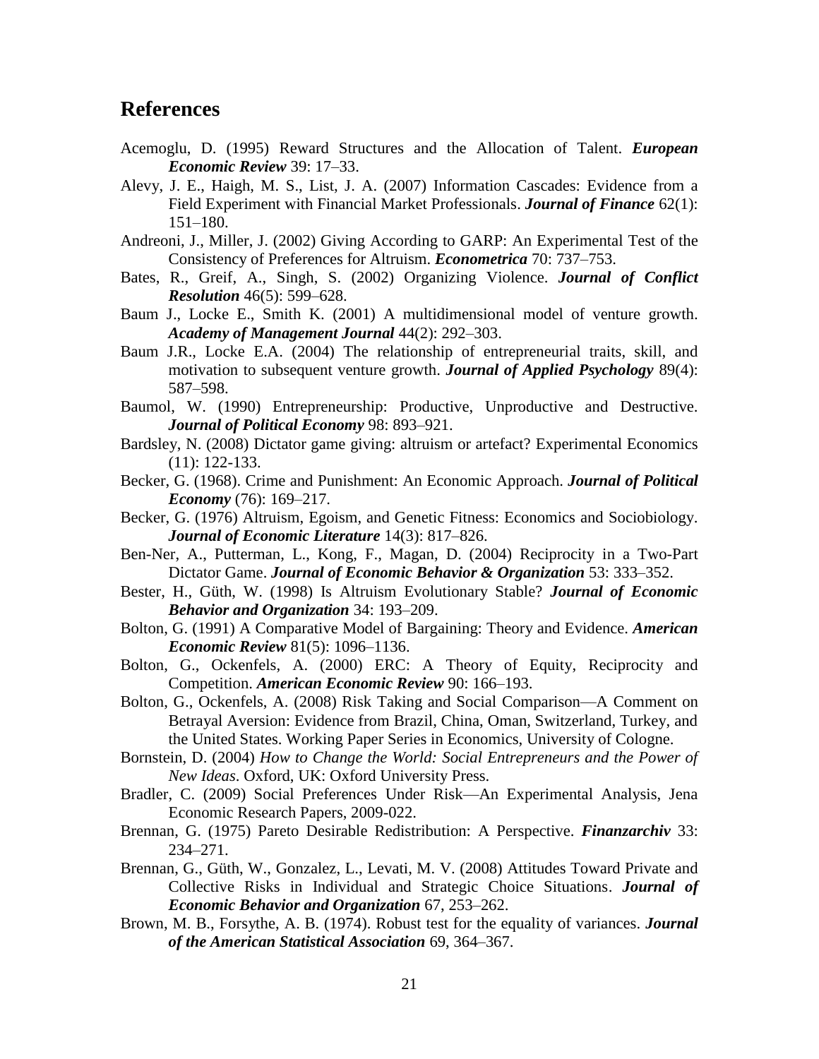## References

Acemoglu, D. (1995) Reward Structures and the Allocation of Talent. ***European Economic Review*** 39: 17–33.

Alevy, J. E., Haigh, M. S., List, J. A. (2007) Information Cascades: Evidence from a Field Experiment with Financial Market Professionals. ***Journal of Finance*** 62(1): 151–180.

Andreoni, J., Miller, J. (2002) Giving According to GARP: An Experimental Test of the Consistency of Preferences for Altruism. ***Econometrica*** 70: 737–753.

Bates, R., Greif, A., Singh, S. (2002) Organizing Violence. ***Journal of Conflict Resolution*** 46(5): 599–628.

Baum J., Locke E., Smith K. (2001) A multidimensional model of venture growth. ***Academy of Management Journal*** 44(2): 292–303.

Baum J.R., Locke E.A. (2004) The relationship of entrepreneurial traits, skill, and motivation to subsequent venture growth. ***Journal of Applied Psychology*** 89(4): 587–598.

Baumol, W. (1990) Entrepreneurship: Productive, Unproductive and Destructive. ***Journal of Political Economy*** 98: 893–921.

Bardsley, N. (2008) Dictator game giving: altruism or artefact? Experimental Economics (11): 122-133.

Becker, G. (1968). Crime and Punishment: An Economic Approach. ***Journal of Political Economy*** (76): 169–217.

Becker, G. (1976) Altruism, Egoism, and Genetic Fitness: Economics and Sociobiology. ***Journal of Economic Literature*** 14(3): 817–826.

Ben-Ner, A., Putterman, L., Kong, F., Magan, D. (2004) Reciprocity in a Two-Part Dictator Game. ***Journal of Economic Behavior & Organization*** 53: 333–352.

Bester, H., Güth, W. (1998) Is Altruism Evolutionary Stable? ***Journal of Economic Behavior and Organization*** 34: 193–209.

Bolton, G. (1991) A Comparative Model of Bargaining: Theory and Evidence. ***American Economic Review*** 81(5): 1096–1136.

Bolton, G., Ockenfels, A. (2000) ERC: A Theory of Equity, Reciprocity and Competition. ***American Economic Review*** 90: 166–193.

Bolton, G., Ockenfels, A. (2008) Risk Taking and Social Comparison—A Comment on Betrayal Aversion: Evidence from Brazil, China, Oman, Switzerland, Turkey, and the United States. Working Paper Series in Economics, University of Cologne.

Bornstein, D. (2004) *How to Change the World: Social Entrepreneurs and the Power of New Ideas*. Oxford, UK: Oxford University Press.

Bradler, C. (2009) Social Preferences Under Risk—An Experimental Analysis, Jena Economic Research Papers, 2009-022.

Brennan, G. (1975) Pareto Desirable Redistribution: A Perspective. ***Finanzarchiv*** 33: 234–271.

Brennan, G., Güth, W., Gonzalez, L., Levati, M. V. (2008) Attitudes Toward Private and Collective Risks in Individual and Strategic Choice Situations. ***Journal of Economic Behavior and Organization*** 67, 253–262.

Brown, M. B., Forsythe, A. B. (1974). Robust test for the equality of variances. ***Journal of the American Statistical Association*** 69, 364–367.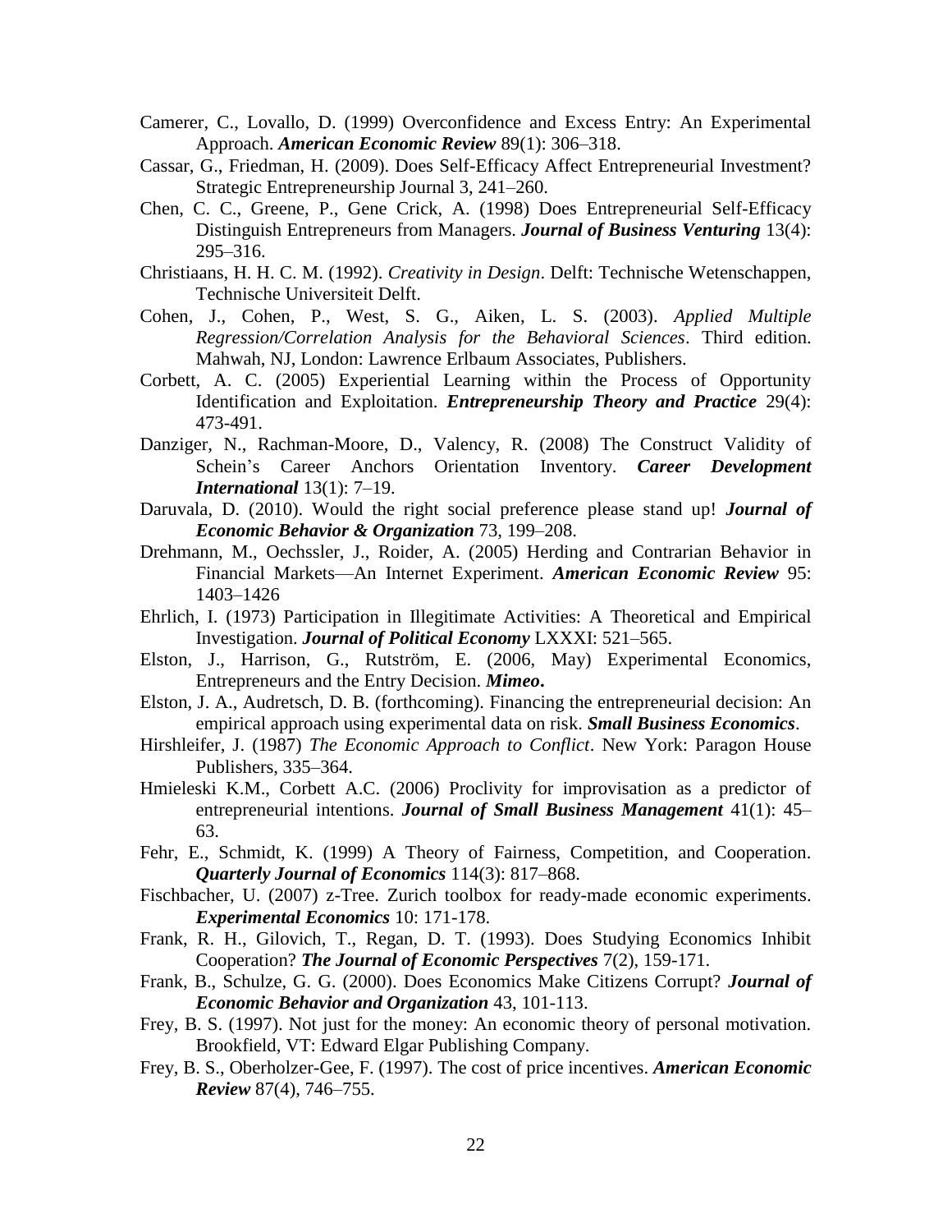Camerer, C., Lovallo, D. (1999) Overconfidence and Excess Entry: An Experimental Approach. ***American Economic Review*** 89(1): 306–318.

Cassar, G., Friedman, H. (2009). Does Self-Efficacy Affect Entrepreneurial Investment? Strategic Entrepreneurship Journal 3, 241–260.

Chen, C. C., Greene, P., Gene Crick, A. (1998) Does Entrepreneurial Self-Efficacy Distinguish Entrepreneurs from Managers. ***Journal of Business Venturing*** 13(4): 295–316.

Christiaans, H. H. C. M. (1992). *Creativity in Design*. Delft: Technische Wetenschappen, Technische Universiteit Delft.

Cohen, J., Cohen, P., West, S. G., Aiken, L. S. (2003). *Applied Multiple Regression/Correlation Analysis for the Behavioral Sciences*. Third edition. Mahwah, NJ, London: Lawrence Erlbaum Associates, Publishers.

Corbett, A. C. (2005) Experiential Learning within the Process of Opportunity Identification and Exploitation. ***Entrepreneurship Theory and Practice*** 29(4): 473-491.

Danziger, N., Rachman-Moore, D., Valency, R. (2008) The Construct Validity of Schein's Career Anchors Orientation Inventory. ***Career Development International*** 13(1): 7–19.

Daruvala, D. (2010). Would the right social preference please stand up! ***Journal of Economic Behavior & Organization*** 73, 199–208.

Drehmann, M., Oechssler, J., Roider, A. (2005) Herding and Contrarian Behavior in Financial Markets—An Internet Experiment. ***American Economic Review*** 95: 1403–1426

Ehrlich, I. (1973) Participation in Illegitimate Activities: A Theoretical and Empirical Investigation. ***Journal of Political Economy*** LXXXI: 521–565.

Elston, J., Harrison, G., Rutström, E. (2006, May) Experimental Economics, Entrepreneurs and the Entry Decision. ***Mimeo*.**

Elston, J. A., Audretsch, D. B. (forthcoming). Financing the entrepreneurial decision: An empirical approach using experimental data on risk. ***Small Business Economics***.

Hirshleifer, J. (1987) *The Economic Approach to Conflict*. New York: Paragon House Publishers, 335–364.

Hmieleski K.M., Corbett A.C. (2006) Proclivity for improvisation as a predictor of entrepreneurial intentions. ***Journal of Small Business Management*** 41(1): 45–63.

Fehr, E., Schmidt, K. (1999) A Theory of Fairness, Competition, and Cooperation. ***Quarterly Journal of Economics*** 114(3): 817–868.

Fischbacher, U. (2007) z-Tree. Zurich toolbox for ready-made economic experiments. ***Experimental Economics*** 10: 171-178.

Frank, R. H., Gilovich, T., Regan, D. T. (1993). Does Studying Economics Inhibit Cooperation? ***The Journal of Economic Perspectives*** 7(2), 159-171.

Frank, B., Schulze, G. G. (2000). Does Economics Make Citizens Corrupt? ***Journal of Economic Behavior and Organization*** 43, 101-113.

Frey, B. S. (1997). Not just for the money: An economic theory of personal motivation. Brookfield, VT: Edward Elgar Publishing Company.

Frey, B. S., Oberholzer-Gee, F. (1997). The cost of price incentives. ***American Economic Review*** 87(4), 746–755.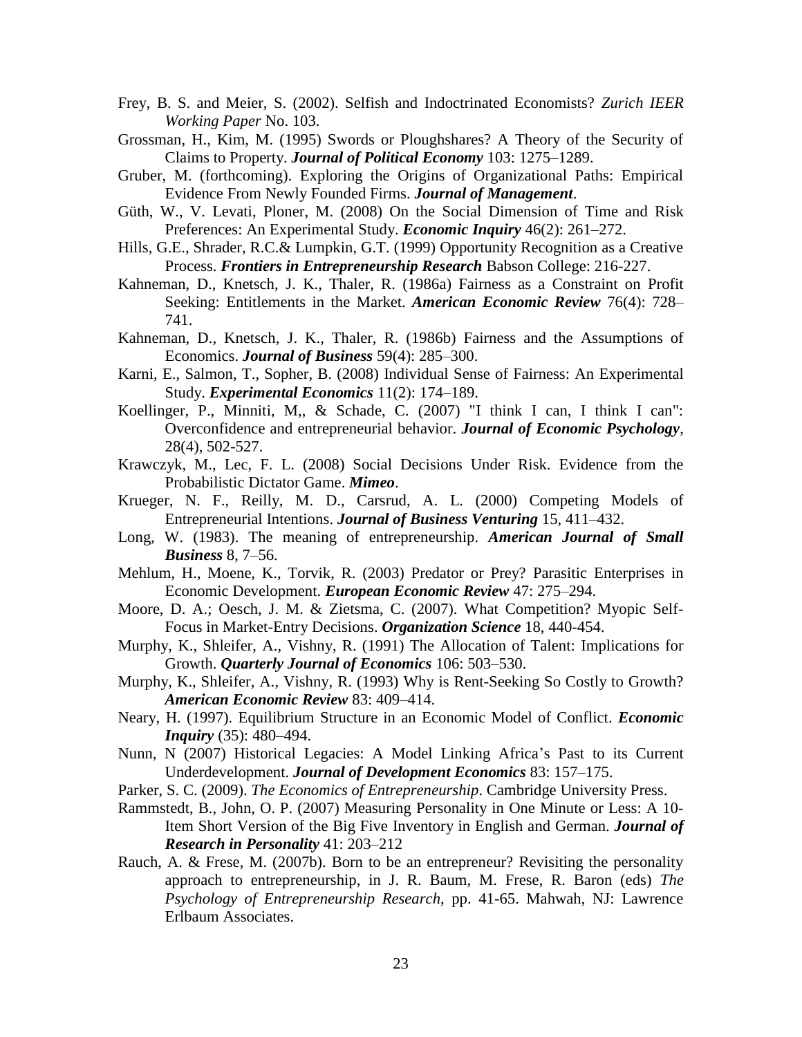Frey, B. S. and Meier, S. (2002). Selfish and Indoctrinated Economists? *Zurich IEER Working Paper* No. 103.

Grossman, H., Kim, M. (1995) Swords or Ploughshares? A Theory of the Security of Claims to Property. ***Journal of Political Economy*** 103: 1275–1289.

Gruber, M. (forthcoming). Exploring the Origins of Organizational Paths: Empirical Evidence From Newly Founded Firms. ***Journal of Management***.

Güth, W., V. Levati, Ploner, M. (2008) On the Social Dimension of Time and Risk Preferences: An Experimental Study. ***Economic Inquiry*** 46(2): 261–272.

Hills, G.E., Shrader, R.C.& Lumpkin, G.T. (1999) Opportunity Recognition as a Creative Process. ***Frontiers in Entrepreneurship Research*** Babson College: 216-227.

Kahneman, D., Knetsch, J. K., Thaler, R. (1986a) Fairness as a Constraint on Profit Seeking: Entitlements in the Market. ***American Economic Review*** 76(4): 728–741.

Kahneman, D., Knetsch, J. K., Thaler, R. (1986b) Fairness and the Assumptions of Economics. ***Journal of Business*** 59(4): 285–300.

Karni, E., Salmon, T., Sopher, B. (2008) Individual Sense of Fairness: An Experimental Study. ***Experimental Economics*** 11(2): 174–189.

Koellinger, P., Minniti, M,, & Schade, C. (2007) "I think I can, I think I can": Overconfidence and entrepreneurial behavior. ***Journal of Economic Psychology***, 28(4), 502-527.

Krawczyk, M., Lec, F. L. (2008) Social Decisions Under Risk. Evidence from the Probabilistic Dictator Game. ***Mimeo***.

Krueger, N. F., Reilly, M. D., Carsrud, A. L. (2000) Competing Models of Entrepreneurial Intentions. ***Journal of Business Venturing*** 15, 411–432.

Long, W. (1983). The meaning of entrepreneurship. ***American Journal of Small Business*** 8, 7–56.

Mehlum, H., Moene, K., Torvik, R. (2003) Predator or Prey? Parasitic Enterprises in Economic Development. ***European Economic Review*** 47: 275–294.

Moore, D. A.; Oesch, J. M. & Zietsma, C. (2007). What Competition? Myopic Self-Focus in Market-Entry Decisions. ***Organization Science*** 18, 440-454.

Murphy, K., Shleifer, A., Vishny, R. (1991) The Allocation of Talent: Implications for Growth. ***Quarterly Journal of Economics*** 106: 503–530.

Murphy, K., Shleifer, A., Vishny, R. (1993) Why is Rent-Seeking So Costly to Growth? ***American Economic Review*** 83: 409–414.

Neary, H. (1997). Equilibrium Structure in an Economic Model of Conflict. ***Economic Inquiry*** (35): 480–494.

Nunn, N (2007) Historical Legacies: A Model Linking Africa's Past to its Current Underdevelopment. ***Journal of Development Economics*** 83: 157–175.

Parker, S. C. (2009). *The Economics of Entrepreneurship*. Cambridge University Press.

Rammstedt, B., John, O. P. (2007) Measuring Personality in One Minute or Less: A 10-Item Short Version of the Big Five Inventory in English and German. ***Journal of Research in Personality*** 41: 203–212

Rauch, A. & Frese, M. (2007b). Born to be an entrepreneur? Revisiting the personality approach to entrepreneurship, in J. R. Baum, M. Frese, R. Baron (eds) *The Psychology of Entrepreneurship Research*, pp. 41-65. Mahwah, NJ: Lawrence Erlbaum Associates.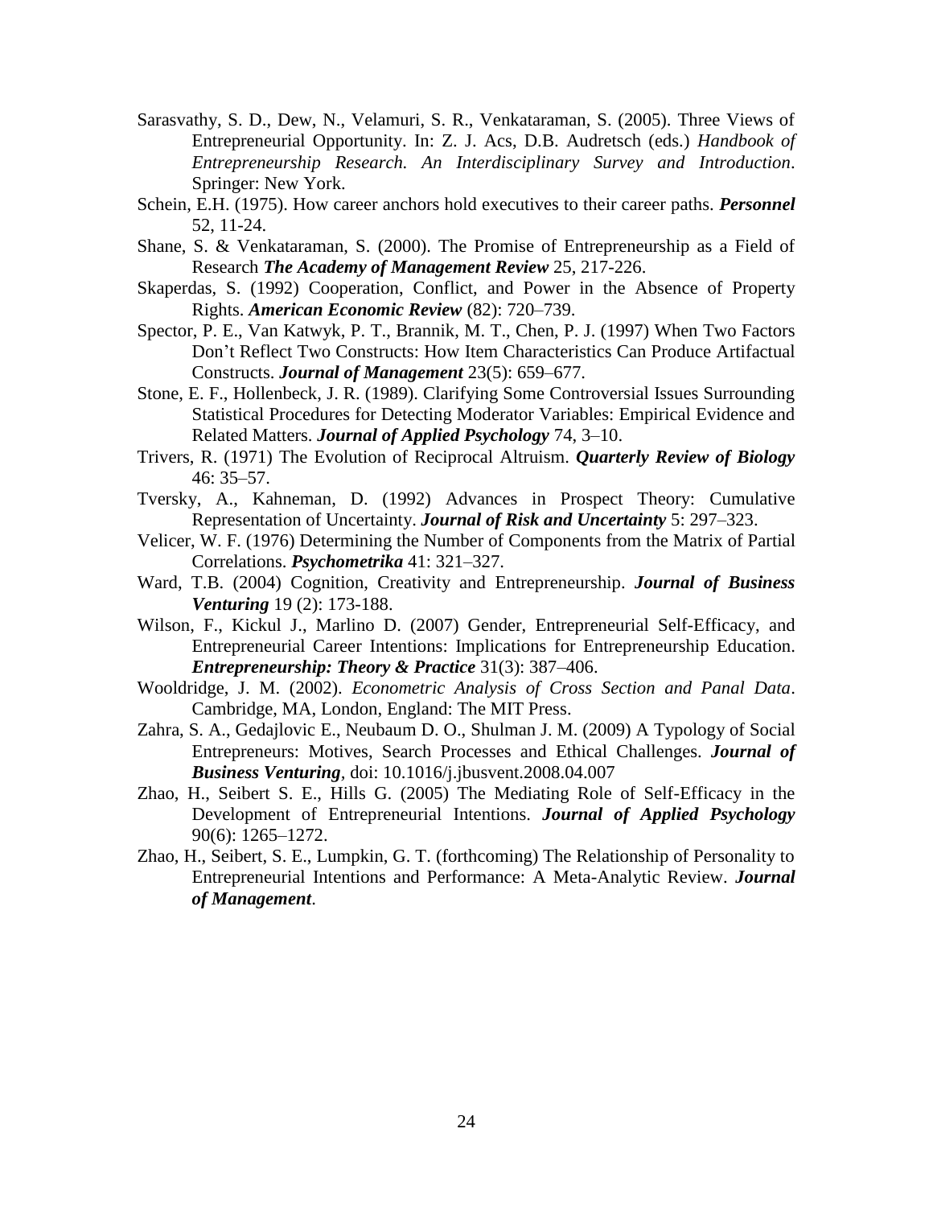Sarasvathy, S. D., Dew, N., Velamuri, S. R., Venkataraman, S. (2005). Three Views of Entrepreneurial Opportunity. In: Z. J. Acs, D.B. Audretsch (eds.) *Handbook of Entrepreneurship Research. An Interdisciplinary Survey and Introduction*. Springer: New York.

Schein, E.H. (1975). How career anchors hold executives to their career paths. ***Personnel*** 52, 11-24.

Shane, S. & Venkataraman, S. (2000). The Promise of Entrepreneurship as a Field of Research ***The Academy of Management Review*** 25, 217-226.

Skaperdas, S. (1992) Cooperation, Conflict, and Power in the Absence of Property Rights. ***American Economic Review*** (82): 720–739.

Spector, P. E., Van Katwyk, P. T., Brannik, M. T., Chen, P. J. (1997) When Two Factors Don't Reflect Two Constructs: How Item Characteristics Can Produce Artifactual Constructs. ***Journal of Management*** 23(5): 659–677.

Stone, E. F., Hollenbeck, J. R. (1989). Clarifying Some Controversial Issues Surrounding Statistical Procedures for Detecting Moderator Variables: Empirical Evidence and Related Matters. ***Journal of Applied Psychology*** 74, 3–10.

Trivers, R. (1971) The Evolution of Reciprocal Altruism. ***Quarterly Review of Biology*** 46: 35–57.

Tversky, A., Kahneman, D. (1992) Advances in Prospect Theory: Cumulative Representation of Uncertainty. ***Journal of Risk and Uncertainty*** 5: 297–323.

Velicer, W. F. (1976) Determining the Number of Components from the Matrix of Partial Correlations. ***Psychometrika*** 41: 321–327.

Ward, T.B. (2004) Cognition, Creativity and Entrepreneurship. ***Journal of Business Venturing*** 19 (2): 173-188.

Wilson, F., Kickul J., Marlino D. (2007) Gender, Entrepreneurial Self-Efficacy, and Entrepreneurial Career Intentions: Implications for Entrepreneurship Education. ***Entrepreneurship: Theory & Practice*** 31(3): 387–406.

Wooldridge, J. M. (2002). *Econometric Analysis of Cross Section and Panal Data*. Cambridge, MA, London, England: The MIT Press.

Zahra, S. A., Gedajlovic E., Neubaum D. O., Shulman J. M. (2009) A Typology of Social Entrepreneurs: Motives, Search Processes and Ethical Challenges. ***Journal of Business Venturing***, doi: 10.1016/j.jbusvent.2008.04.007

Zhao, H., Seibert S. E., Hills G. (2005) The Mediating Role of Self-Efficacy in the Development of Entrepreneurial Intentions. ***Journal of Applied Psychology*** 90(6): 1265–1272.

Zhao, H., Seibert, S. E., Lumpkin, G. T. (forthcoming) The Relationship of Personality to Entrepreneurial Intentions and Performance: A Meta-Analytic Review. ***Journal of Management***.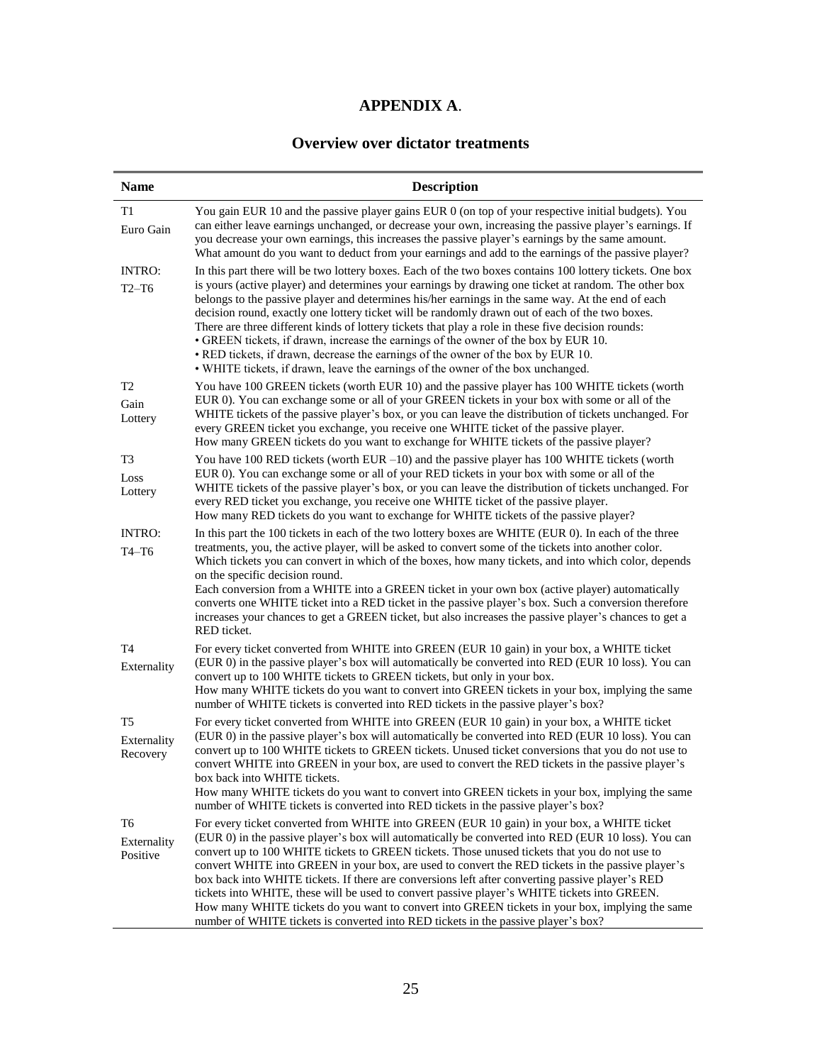# APPENDIX A.

## Overview over dictator treatments

| Name | Description |
| --- | --- |
| T1<br>Euro Gain | You gain EUR 10 and the passive player gains EUR 0 (on top of your respective initial budgets). You can either leave earnings unchanged, or decrease your own, increasing the passive player's earnings. If you decrease your own earnings, this increases the passive player's earnings by the same amount.<br>What amount do you want to deduct from your earnings and add to the earnings of the passive player? |
| INTRO:<br>T2–T6 | In this part there will be two lottery boxes. Each of the two boxes contains 100 lottery tickets. One box is yours (active player) and determines your earnings by drawing one ticket at random. The other box belongs to the passive player and determines his/her earnings in the same way. At the end of each decision round, exactly one lottery ticket will be randomly drawn out of each of the two boxes.<br>There are three different kinds of lottery tickets that play a role in these five decision rounds:<br>• GREEN tickets, if drawn, increase the earnings of the owner of the box by EUR 10.<br>• RED tickets, if drawn, decrease the earnings of the owner of the box by EUR 10.<br>• WHITE tickets, if drawn, leave the earnings of the owner of the box unchanged. |
| T2<br>Gain Lottery | You have 100 GREEN tickets (worth EUR 10) and the passive player has 100 WHITE tickets (worth EUR 0). You can exchange some or all of your GREEN tickets in your box with some or all of the WHITE tickets of the passive player's box, or you can leave the distribution of tickets unchanged. For every GREEN ticket you exchange, you receive one WHITE ticket of the passive player.<br>How many GREEN tickets do you want to exchange for WHITE tickets of the passive player? |
| T3<br>Loss Lottery | You have 100 RED tickets (worth EUR –10) and the passive player has 100 WHITE tickets (worth EUR 0). You can exchange some or all of your RED tickets in your box with some or all of the WHITE tickets of the passive player's box, or you can leave the distribution of tickets unchanged. For every RED ticket you exchange, you receive one WHITE ticket of the passive player.<br>How many RED tickets do you want to exchange for WHITE tickets of the passive player? |
| INTRO:<br>T4–T6 | In this part the 100 tickets in each of the two lottery boxes are WHITE (EUR 0). In each of the three treatments, you, the active player, will be asked to convert some of the tickets into another color. Which tickets you can convert in which of the boxes, how many tickets, and into which color, depends on the specific decision round.<br>Each conversion from a WHITE into a GREEN ticket in your own box (active player) automatically converts one WHITE ticket into a RED ticket in the passive player's box. Such a conversion therefore increases your chances to get a GREEN ticket, but also increases the passive player's chances to get a RED ticket. |
| T4<br>Externality | For every ticket converted from WHITE into GREEN (EUR 10 gain) in your box, a WHITE ticket (EUR 0) in the passive player's box will automatically be converted into RED (EUR 10 loss). You can convert up to 100 WHITE tickets to GREEN tickets, but only in your box.<br>How many WHITE tickets do you want to convert into GREEN tickets in your box, implying the same number of WHITE tickets is converted into RED tickets in the passive player's box? |
| T5<br>Externality Recovery | For every ticket converted from WHITE into GREEN (EUR 10 gain) in your box, a WHITE ticket (EUR 0) in the passive player's box will automatically be converted into RED (EUR 10 loss). You can convert up to 100 WHITE tickets to GREEN tickets. Unused ticket conversions that you do not use to convert WHITE into GREEN in your box, are used to convert the RED tickets in the passive player's box back into WHITE tickets.<br>How many WHITE tickets do you want to convert into GREEN tickets in your box, implying the same number of WHITE tickets is converted into RED tickets in the passive player's box? |
| T6<br>Externality Positive | For every ticket converted from WHITE into GREEN (EUR 10 gain) in your box, a WHITE ticket (EUR 0) in the passive player's box will automatically be converted into RED (EUR 10 loss). You can convert up to 100 WHITE tickets to GREEN tickets. Those unused tickets that you do not use to convert WHITE into GREEN in your box, are used to convert the RED tickets in the passive player's box back into WHITE tickets. If there are conversions left after converting passive player's RED tickets into WHITE, these will be used to convert passive player's WHITE tickets into GREEN.<br>How many WHITE tickets do you want to convert into GREEN tickets in your box, implying the same number of WHITE tickets is converted into RED tickets in the passive player's box? |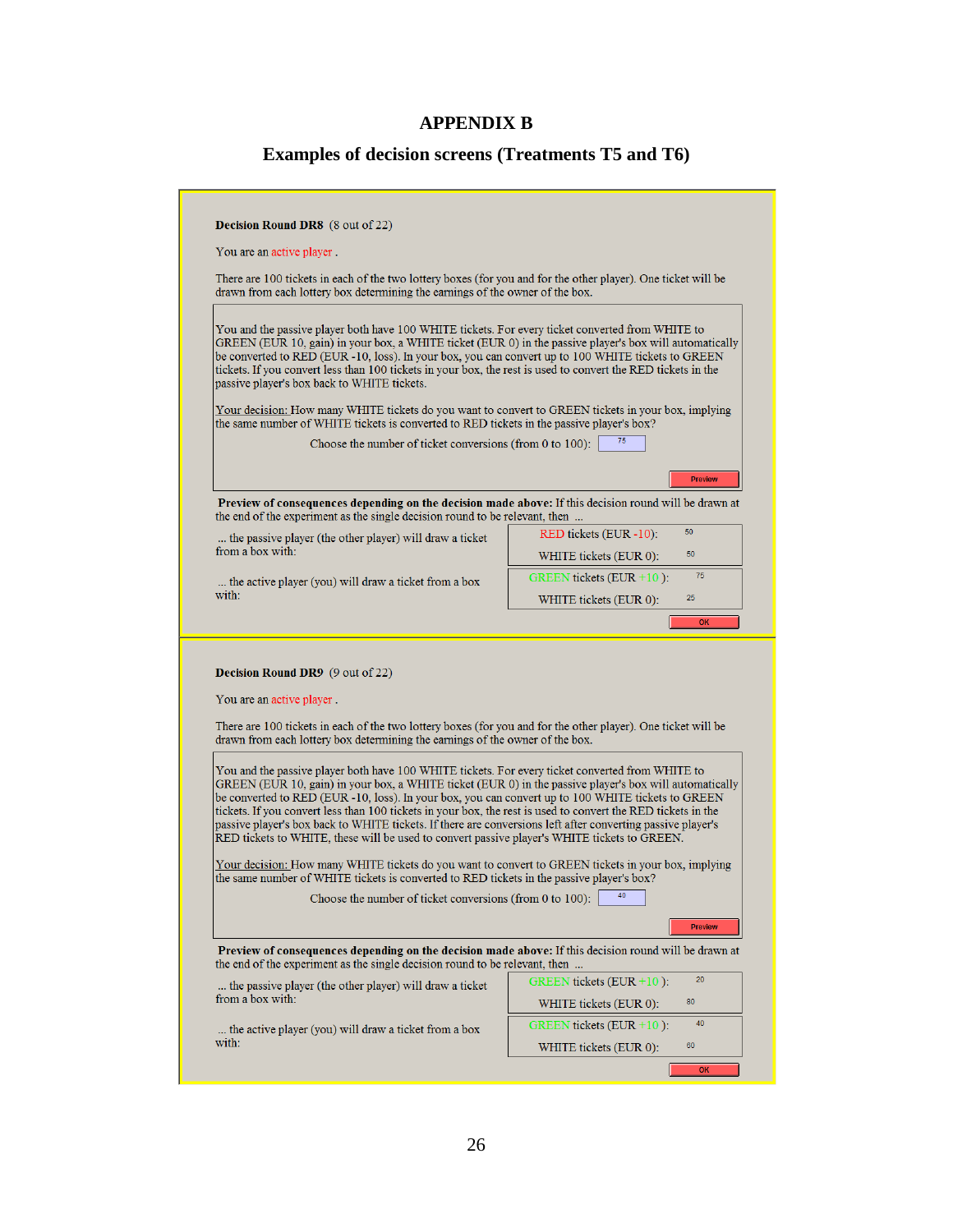# APPENDIX B

## Examples of decision screens (Treatments T5 and T6)

**Decision Round DR8** (8 out of 22)

You are an active player .

There are 100 tickets in each of the two lottery boxes (for you and for the other player). One ticket will be drawn from each lottery box determining the earnings of the owner of the box.

You and the passive player both have 100 WHITE tickets. For every ticket converted from WHITE to GREEN (EUR 10, gain) in your box, a WHITE ticket (EUR 0) in the passive player's box will automatically be converted to RED (EUR -10, loss). In your box, you can convert up to 100 WHITE tickets to GREEN tickets. If you convert less than 100 tickets in your box, the rest is used to convert the RED tickets in the passive player's box back to WHITE tickets.

Your decision: How many WHITE tickets do you want to convert to GREEN tickets in your box, implying the same number of WHITE tickets is converted to RED tickets in the passive player's box?

Choose the number of ticket conversions (from 0 to 100): 75

Preview

**Preview of consequences depending on the decision made above:** If this decision round will be drawn at the end of the experiment as the single decision round to be relevant, then ...

| | | |
|---|---|---|
| ... the passive player (the other player) will draw a ticket from a box with: | RED tickets (EUR -10): | 50 |
| | WHITE tickets (EUR 0): | 50 |
| ... the active player (you) will draw a ticket from a box with: | GREEN tickets (EUR +10 ): | 75 |
| | WHITE tickets (EUR 0): | 25 |

OK

**Decision Round DR9** (9 out of 22)

You are an active player .

There are 100 tickets in each of the two lottery boxes (for you and for the other player). One ticket will be drawn from each lottery box determining the earnings of the owner of the box.

You and the passive player both have 100 WHITE tickets. For every ticket converted from WHITE to GREEN (EUR 10, gain) in your box, a WHITE ticket (EUR 0) in the passive player's box will automatically be converted to RED (EUR -10, loss). In your box, you can convert up to 100 WHITE tickets to GREEN tickets. If you convert less than 100 tickets in your box, the rest is used to convert the RED tickets in the passive player's box back to WHITE tickets. If there are conversions left after converting passive player's RED tickets to WHITE, these will be used to convert passive player's WHITE tickets to GREEN.

Your decision: How many WHITE tickets do you want to convert to GREEN tickets in your box, implying the same number of WHITE tickets is converted to RED tickets in the passive player's box?

Choose the number of ticket conversions (from 0 to 100): 40

Preview

**Preview of consequences depending on the decision made above:** If this decision round will be drawn at the end of the experiment as the single decision round to be relevant, then ...

| | | |
|---|---|---|
| ... the passive player (the other player) will draw a ticket from a box with: | GREEN tickets (EUR +10 ): | 20 |
| | WHITE tickets (EUR 0): | 80 |
| ... the active player (you) will draw a ticket from a box with: | GREEN tickets (EUR +10 ): | 40 |
| | WHITE tickets (EUR 0): | 60 |

OK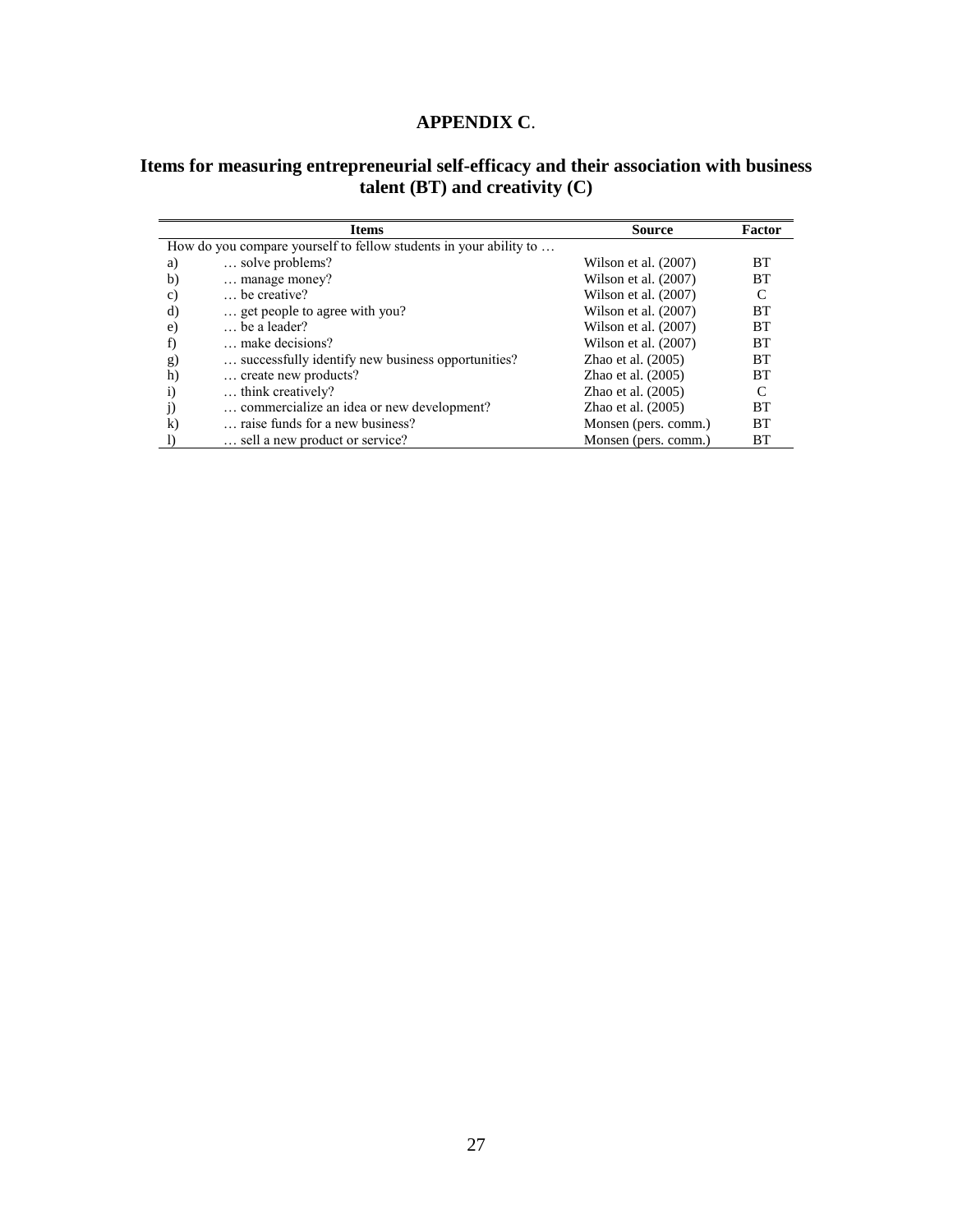# APPENDIX C.

## Items for measuring entrepreneurial self-efficacy and their association with business talent (BT) and creativity (C)

| | Items | Source | Factor |
|---|---|---|---|
| How do you compare yourself to fellow students in your ability to … | | | |
| a) | … solve problems? | Wilson et al. (2007) | BT |
| b) | … manage money? | Wilson et al. (2007) | BT |
| c) | … be creative? | Wilson et al. (2007) | C |
| d) | … get people to agree with you? | Wilson et al. (2007) | BT |
| e) | … be a leader? | Wilson et al. (2007) | BT |
| f) | … make decisions? | Wilson et al. (2007) | BT |
| g) | … successfully identify new business opportunities? | Zhao et al. (2005) | BT |
| h) | … create new products? | Zhao et al. (2005) | BT |
| i) | … think creatively? | Zhao et al. (2005) | C |
| j) | … commercialize an idea or new development? | Zhao et al. (2005) | BT |
| k) | … raise funds for a new business? | Monsen (pers. comm.) | BT |
| l) | … sell a new product or service? | Monsen (pers. comm.) | BT |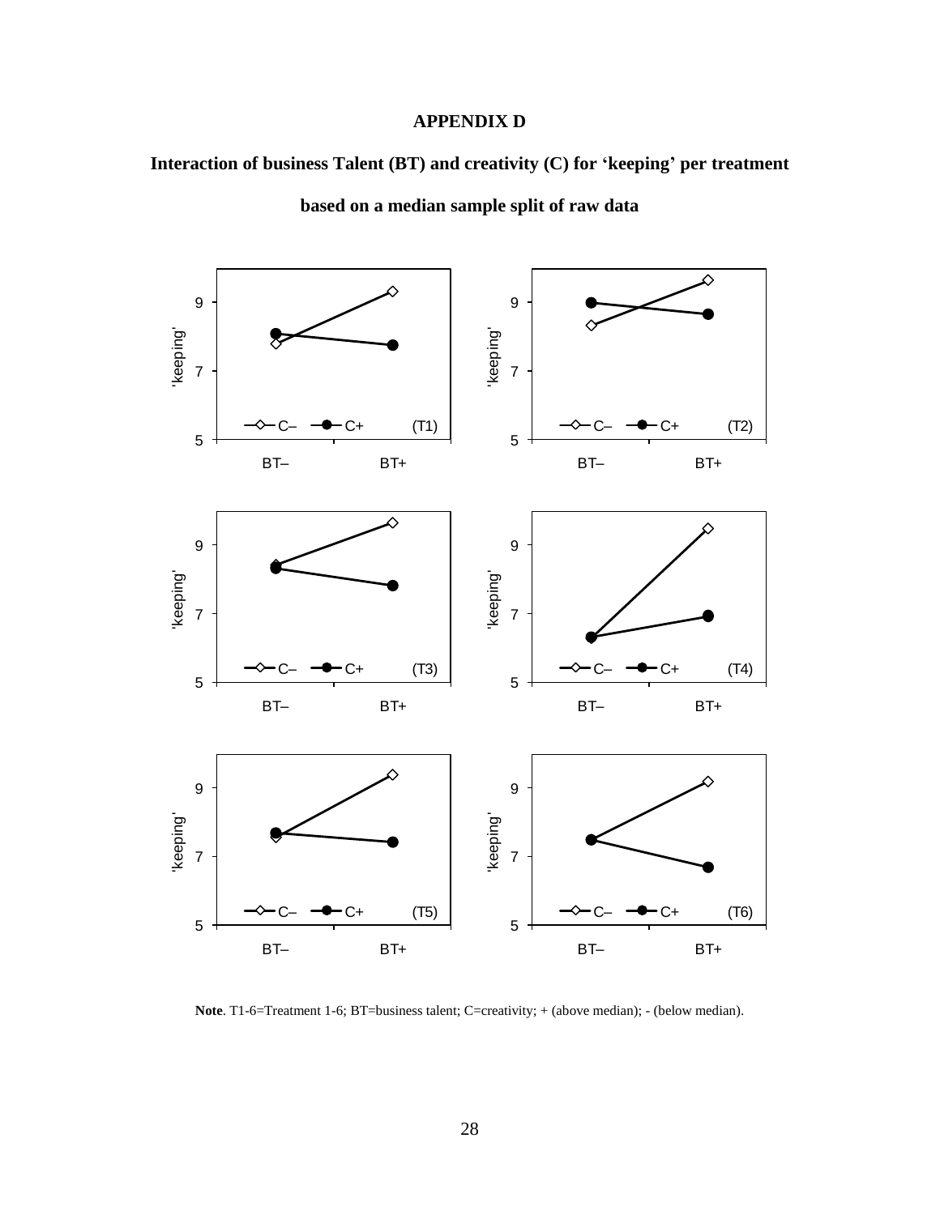# APPENDIX D

## Interaction of business Talent (BT) and creativity (C) for 'keeping' per treatment based on a median sample split of raw data

**Note**. T1-6=Treatment 1-6; BT=business talent; C=creativity; + (above median); - (below median).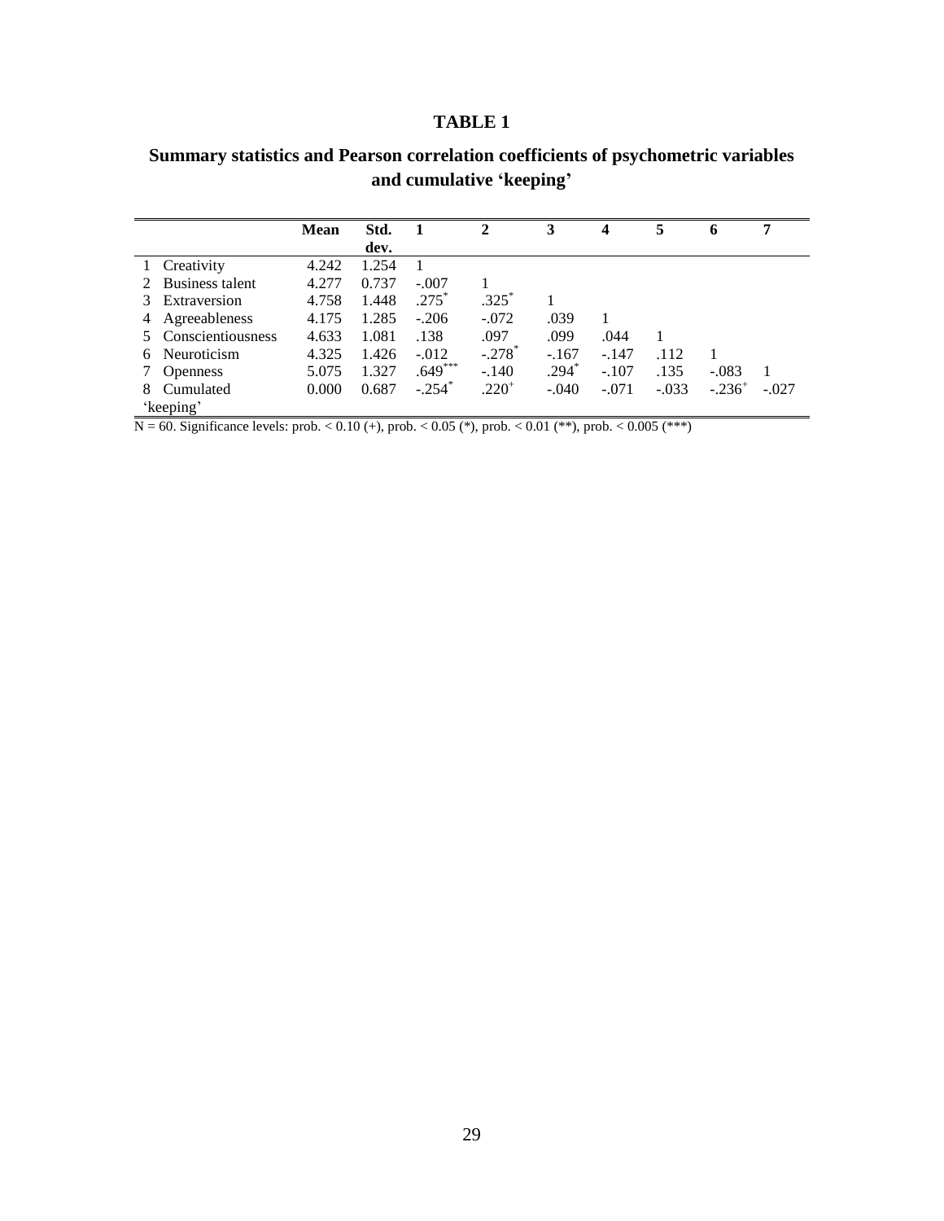# TABLE 1

## Summary statistics and Pearson correlation coefficients of psychometric variables and cumulative 'keeping'

| | | Mean | Std. dev. | 1 | 2 | 3 | 4 | 5 | 6 | 7 |
|---|---|---|---|---|---|---|---|---|---|---|
| 1 | Creativity | 4.242 | 1.254 | 1 | | | | | | |
| 2 | Business talent | 4.277 | 0.737 | -.007 | 1 | | | | | |
| 3 | Extraversion | 4.758 | 1.448 | .275* | .325* | 1 | | | | |
| 4 | Agreeableness | 4.175 | 1.285 | -.206 | -.072 | .039 | 1 | | | |
| 5 | Conscientiousness | 4.633 | 1.081 | .138 | .097 | .099 | .044 | 1 | | |
| 6 | Neuroticism | 4.325 | 1.426 | -.012 | -.278* | -.167 | -.147 | .112 | 1 | |
| 7 | Openness | 5.075 | 1.327 | .649*** | -.140 | .294* | -.107 | .135 | -.083 | 1 |
| 8 | Cumulated 'keeping' | 0.000 | 0.687 | -.254* | .220+ | -.040 | -.071 | -.033 | -.236+ | -.027 |

N = 60. Significance levels: prob. < 0.10 (+), prob. < 0.05 (*), prob. < 0.01 (**), prob. < 0.005 (***)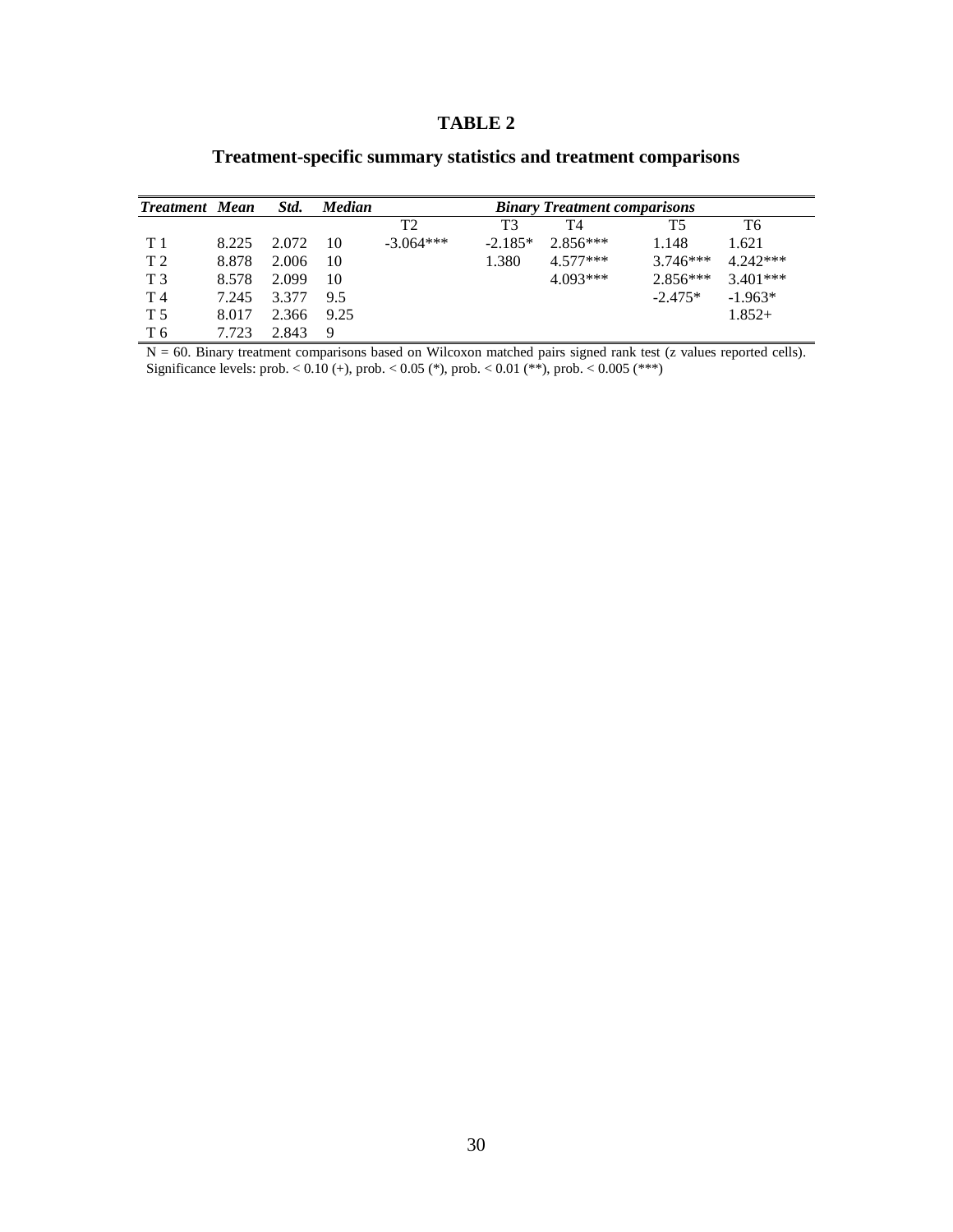**TABLE 2**

**Treatment-specific summary statistics and treatment comparisons**

| *Treatment* | *Mean* | *Std.* | *Median* | *Binary Treatment comparisons* | | | | |
|---|---|---|---|---|---|---|---|---|
| | | | | T2 | T3 | T4 | T5 | T6 |
| T 1 | 8.225 | 2.072 | 10 | -3.064*** | -2.185* | 2.856*** | 1.148 | 1.621 |
| T 2 | 8.878 | 2.006 | 10 | | 1.380 | 4.577*** | 3.746*** | 4.242*** |
| T 3 | 8.578 | 2.099 | 10 | | | 4.093*** | 2.856*** | 3.401*** |
| T 4 | 7.245 | 3.377 | 9.5 | | | | -2.475* | -1.963* |
| T 5 | 8.017 | 2.366 | 9.25 | | | | | 1.852+ |
| T 6 | 7.723 | 2.843 | 9 | | | | | |

N = 60. Binary treatment comparisons based on Wilcoxon matched pairs signed rank test (z values reported cells). Significance levels: prob. < 0.10 (+), prob. < 0.05 (*), prob. < 0.01 (**), prob. < 0.005 (***)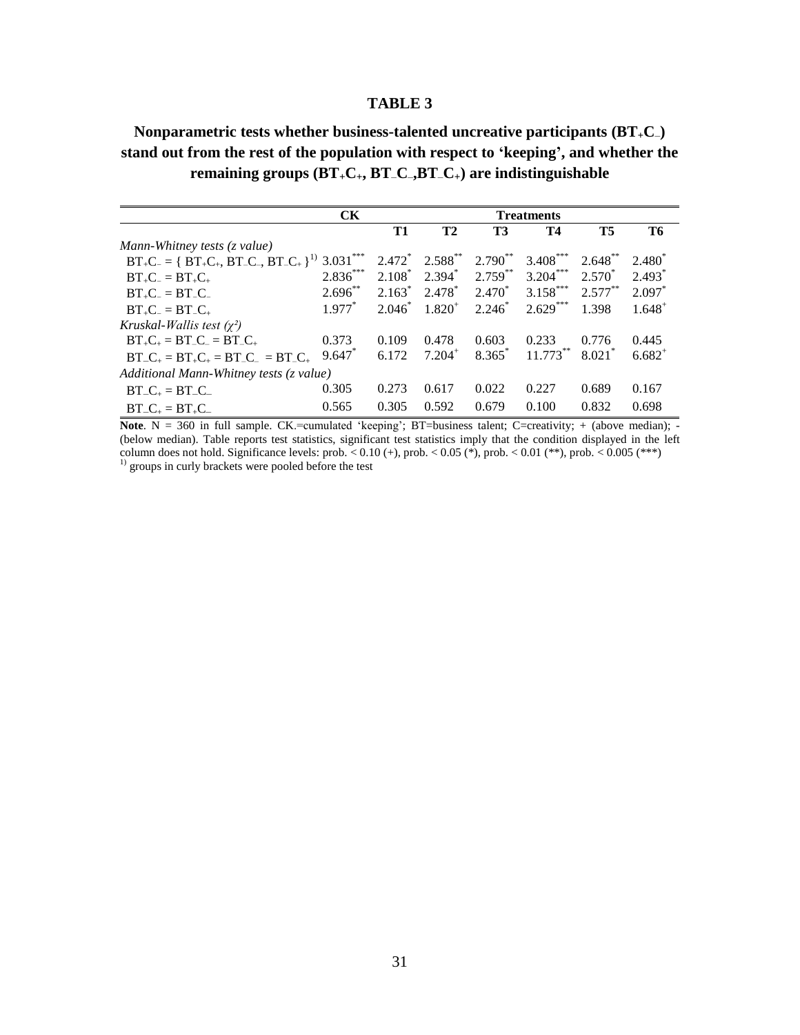**TABLE 3**

**Nonparametric tests whether business-talented uncreative participants ($BT_+C_-$) stand out from the rest of the population with respect to 'keeping', and whether the remaining groups ($BT_+C_+$, $BT_-C_-$, $BT_-C_+$) are indistinguishable**

| | CK | Treatments | | | | | |
|---|---|---|---|---|---|---|---|
| | | **T1** | **T2** | **T3** | **T4** | **T5** | **T6** |
| *Mann-Whitney tests (z value)* | | | | | | | |
| $BT_+C_- = \{ BT_+C_+, BT_-C_-, BT_-C_+ \}$[1)] | $3.031^{***}$ | $2.472^{*}$ | $2.588^{**}$ | $2.790^{**}$ | $3.408^{***}$ | $2.648^{**}$ | $2.480^{*}$ |
| $BT_+C_- = BT_+C_+$ | $2.836^{***}$ | $2.108^{*}$ | $2.394^{*}$ | $2.759^{**}$ | $3.204^{***}$ | $2.570^{*}$ | $2.493^{*}$ |
| $BT_+C_- = BT_-C_-$ | $2.696^{**}$ | $2.163^{*}$ | $2.478^{*}$ | $2.470^{*}$ | $3.158^{***}$ | $2.577^{**}$ | $2.097^{*}$ |
| $BT_+C_- = BT_-C_+$ | $1.977^{*}$ | $2.046^{*}$ | $1.820^{+}$ | $2.246^{*}$ | $2.629^{***}$ | 1.398 | $1.648^{+}$ |
| *Kruskal-Wallis test ($\chi^2$)* | | | | | | | |
| $BT_+C_+ = BT_-C_- = BT_-C_+$ | 0.373 | 0.109 | 0.478 | 0.603 | 0.233 | 0.776 | 0.445 |
| $BT_-C_+ = BT_+C_+ = BT_-C_- = BT_-C_+$ | $9.647^{*}$ | 6.172 | $7.204^{+}$ | $8.365^{*}$ | $11.773^{**}$ | $8.021^{*}$ | $6.682^{+}$ |
| *Additional Mann-Whitney tests (z value)* | | | | | | | |
| $BT_-C_+ = BT_-C_-$ | 0.305 | 0.273 | 0.617 | 0.022 | 0.227 | 0.689 | 0.167 |
| $BT_-C_+ = BT_+C_-$ | 0.565 | 0.305 | 0.592 | 0.679 | 0.100 | 0.832 | 0.698 |

**Note**. N = 360 in full sample. CK.=cumulated 'keeping'; BT=business talent; C=creativity; + (above median); - (below median). Table reports test statistics, significant test statistics imply that the condition displayed in the left column does not hold. Significance levels: prob. < 0.10 (+), prob. < 0.05 (*), prob. < 0.01 (**), prob. < 0.005 (***)

[1)] groups in curly brackets were pooled before the test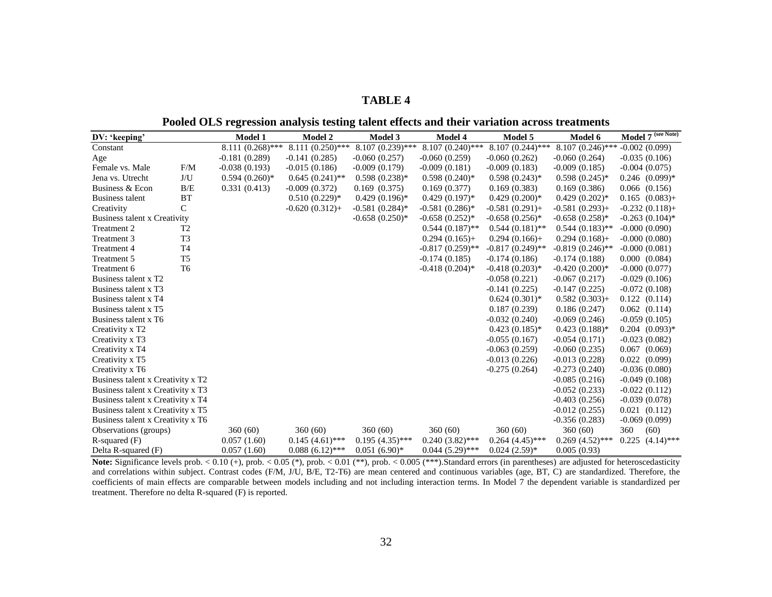**TABLE 4**

**Pooled OLS regression analysis testing talent effects and their variation across treatments**

| DV: 'keeping' | | Model 1 | Model 2 | Model 3 | Model 4 | Model 5 | Model 6 | Model 7 (see Note) |
|---|---|---|---|---|---|---|---|---|
| Constant | | 8.111 (0.268)*** | 8.111 (0.250)*** | 8.107 (0.239)*** | 8.107 (0.240)*** | 8.107 (0.244)*** | 8.107 (0.246)*** | -0.002 (0.099) |
| Age | | -0.181 (0.289) | -0.141 (0.285) | -0.060 (0.257) | -0.060 (0.259) | -0.060 (0.262) | -0.060 (0.264) | -0.035 (0.106) |
| Female vs. Male | F/M | -0.038 (0.193) | -0.015 (0.186) | -0.009 (0.179) | -0.009 (0.181) | -0.009 (0.183) | -0.009 (0.185) | -0.004 (0.075) |
| Jena vs. Utrecht | J/U | 0.594 (0.260)* | 0.645 (0.241)** | 0.598 (0.238)* | 0.598 (0.240)* | 0.598 (0.243)* | 0.598 (0.245)* | 0.246 (0.099)* |
| Business & Econ | B/E | 0.331 (0.413) | -0.009 (0.372) | 0.169 (0.375) | 0.169 (0.377) | 0.169 (0.383) | 0.169 (0.386) | 0.066 (0.156) |
| Business talent | BT | | 0.510 (0.229)* | 0.429 (0.196)* | 0.429 (0.197)* | 0.429 (0.200)* | 0.429 (0.202)* | 0.165 (0.083)+ |
| Creativity | C | | -0.620 (0.312)+ | -0.581 (0.284)* | -0.581 (0.286)* | -0.581 (0.291)+ | -0.581 (0.293)+ | -0.232 (0.118)+ |
| Business talent x Creativity | | | | -0.658 (0.250)* | -0.658 (0.252)* | -0.658 (0.256)* | -0.658 (0.258)* | -0.263 (0.104)* |
| Treatment 2 | T2 | | | | 0.544 (0.187)** | 0.544 (0.181)** | 0.544 (0.183)** | -0.000 (0.090) |
| Treatment 3 | T3 | | | | 0.294 (0.165)+ | 0.294 (0.166)+ | 0.294 (0.168)+ | -0.000 (0.080) |
| Treatment 4 | T4 | | | | -0.817 (0.259)** | -0.817 (0.249)** | -0.819 (0.246)** | -0.000 (0.081) |
| Treatment 5 | T5 | | | | -0.174 (0.185) | -0.174 (0.186) | -0.174 (0.188) | 0.000 (0.084) |
| Treatment 6 | T6 | | | | -0.418 (0.204)* | -0.418 (0.203)* | -0.420 (0.200)* | -0.000 (0.077) |
| Business talent x T2 | | | | | | -0.058 (0.221) | -0.067 (0.217) | -0.029 (0.106) |
| Business talent x T3 | | | | | | -0.141 (0.225) | -0.147 (0.225) | -0.072 (0.108) |
| Business talent x T4 | | | | | | 0.624 (0.301)* | 0.582 (0.303)+ | 0.122 (0.114) |
| Business talent x T5 | | | | | | 0.187 (0.239) | 0.186 (0.247) | 0.062 (0.114) |
| Business talent x T6 | | | | | | -0.032 (0.240) | -0.069 (0.246) | -0.059 (0.105) |
| Creativity x T2 | | | | | | 0.423 (0.185)* | 0.423 (0.188)* | 0.204 (0.093)* |
| Creativity x T3 | | | | | | -0.055 (0.167) | -0.054 (0.171) | -0.023 (0.082) |
| Creativity x T4 | | | | | | -0.063 (0.259) | -0.060 (0.235) | 0.067 (0.069) |
| Creativity x T5 | | | | | | -0.013 (0.226) | -0.013 (0.228) | 0.022 (0.099) |
| Creativity x T6 | | | | | | -0.275 (0.264) | -0.273 (0.240) | -0.036 (0.080) |
| Business talent x Creativity x T2 | | | | | | | -0.085 (0.216) | -0.049 (0.108) |
| Business talent x Creativity x T3 | | | | | | | -0.052 (0.233) | -0.022 (0.112) |
| Business talent x Creativity x T4 | | | | | | | -0.403 (0.256) | -0.039 (0.078) |
| Business talent x Creativity x T5 | | | | | | | -0.012 (0.255) | 0.021 (0.112) |
| Business talent x Creativity x T6 | | | | | | | -0.356 (0.283) | -0.069 (0.099) |
| Observations (groups) | | 360 (60) | 360 (60) | 360 (60) | 360 (60) | 360 (60) | 360 (60) | 360 (60) |
| R-squared (F) | | 0.057 (1.60) | 0.145 (4.61)*** | 0.195 (4.35)*** | 0.240 (3.82)*** | 0.264 (4.45)*** | 0.269 (4.52)*** | 0.225 (4.14)*** |
| Delta R-squared (F) | | 0.057 (1.60) | 0.088 (6.12)*** | 0.051 (6.90)* | 0.044 (5.29)*** | 0.024 (2.59)* | 0.005 (0.93) | |

**Note:** Significance levels prob. < 0.10 (+), prob. < 0.05 (*), prob. < 0.01 (**), prob. < 0.005 (***).Standard errors (in parentheses) are adjusted for heteroscedasticity and correlations within subject. Contrast codes (F/M, J/U, B/E, T2-T6) are mean centered and continuous variables (age, BT, C) are standardized. Therefore, the coefficients of main effects are comparable between models including and not including interaction terms. In Model 7 the dependent variable is standardized per treatment. Therefore no delta R-squared (F) is reported.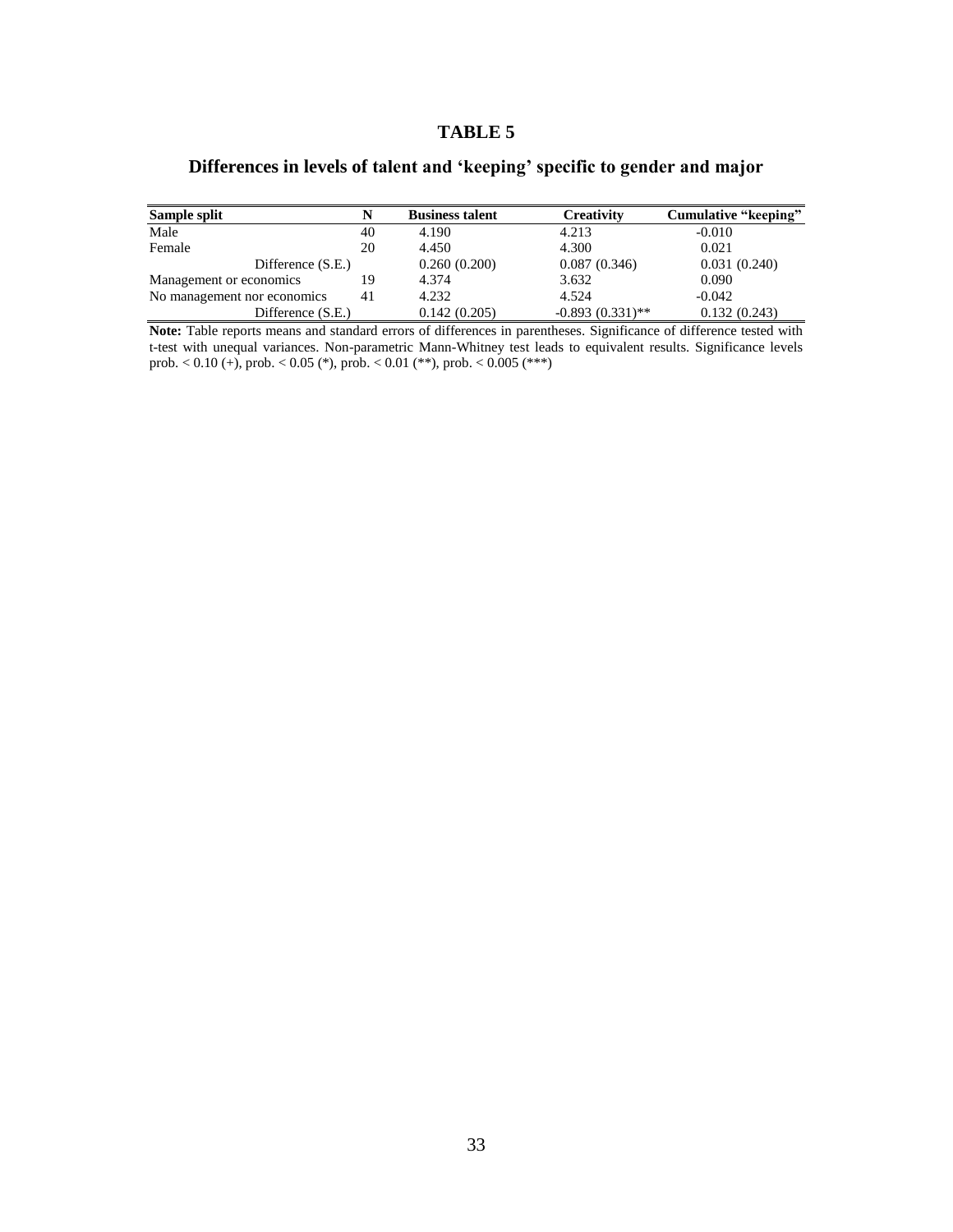# TABLE 5

## Differences in levels of talent and 'keeping' specific to gender and major

| Sample split | N | Business talent | Creativity | Cumulative "keeping" |
|---|---|---|---|---|
| Male | 40 | 4.190 | 4.213 | -0.010 |
| Female | 20 | 4.450 | 4.300 | 0.021 |
| Difference (S.E.) | | 0.260 (0.200) | 0.087 (0.346) | 0.031 (0.240) |
| Management or economics | 19 | 4.374 | 3.632 | 0.090 |
| No management nor economics | 41 | 4.232 | 4.524 | -0.042 |
| Difference (S.E.) | | 0.142 (0.205) | -0.893 (0.331)** | 0.132 (0.243) |

**Note:** Table reports means and standard errors of differences in parentheses. Significance of difference tested with t-test with unequal variances. Non-parametric Mann-Whitney test leads to equivalent results. Significance levels prob. < 0.10 (+), prob. < 0.05 (*), prob. < 0.01 (**), prob. < 0.005 (***)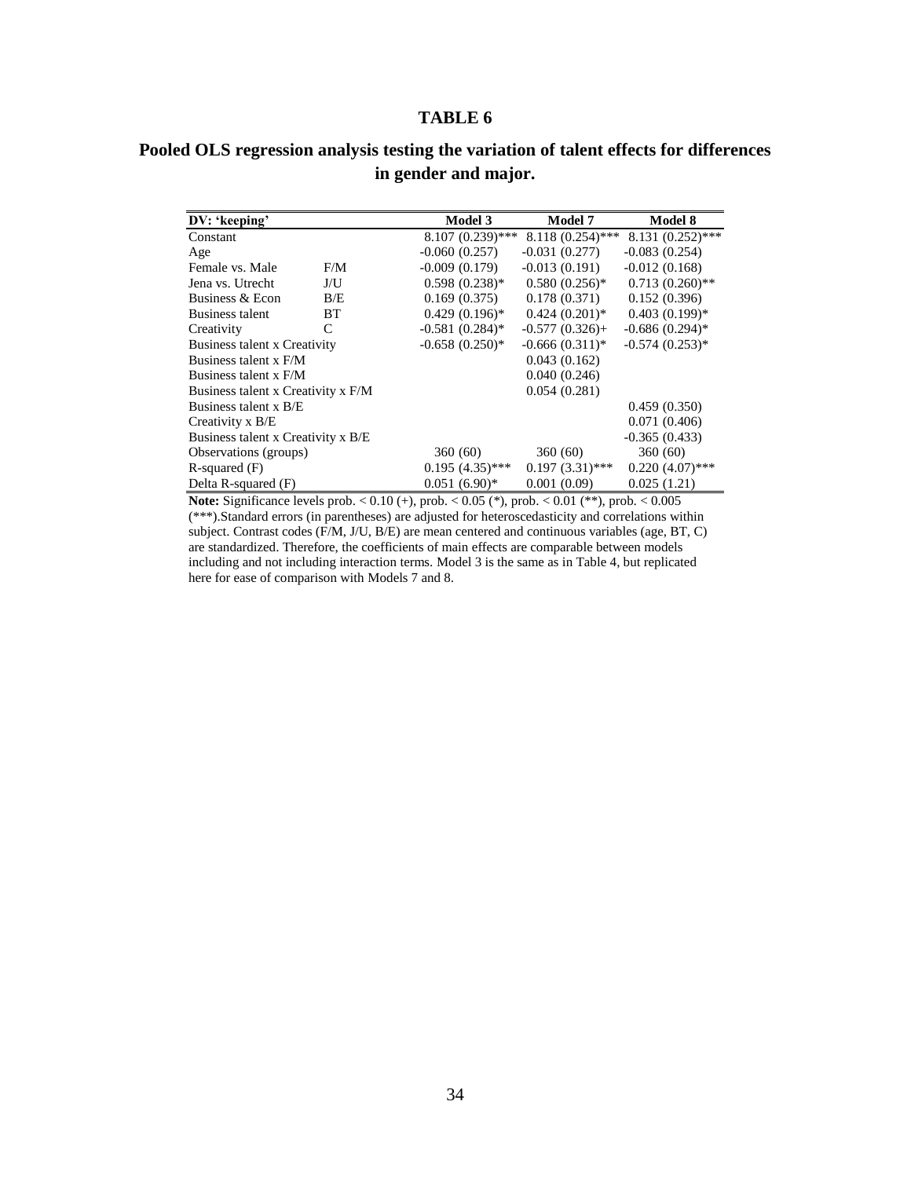# TABLE 6

## Pooled OLS regression analysis testing the variation of talent effects for differences in gender and major.

| DV: 'keeping' | | Model 3 | Model 7 | Model 8 |
|---|---|---|---|---|
| Constant | | 8.107 (0.239)*** | 8.118 (0.254)*** | 8.131 (0.252)*** |
| Age | | -0.060 (0.257) | -0.031 (0.277) | -0.083 (0.254) |
| Female vs. Male | F/M | -0.009 (0.179) | -0.013 (0.191) | -0.012 (0.168) |
| Jena vs. Utrecht | J/U | 0.598 (0.238)* | 0.580 (0.256)* | 0.713 (0.260)** |
| Business & Econ | B/E | 0.169 (0.375) | 0.178 (0.371) | 0.152 (0.396) |
| Business talent | BT | 0.429 (0.196)* | 0.424 (0.201)* | 0.403 (0.199)* |
| Creativity | C | -0.581 (0.284)* | -0.577 (0.326)+ | -0.686 (0.294)* |
| Business talent x Creativity | | -0.658 (0.250)* | -0.666 (0.311)* | -0.574 (0.253)* |
| Business talent x F/M | | | 0.043 (0.162) | |
| Business talent x F/M | | | 0.040 (0.246) | |
| Business talent x Creativity x F/M | | | 0.054 (0.281) | |
| Business talent x B/E | | | | 0.459 (0.350) |
| Creativity x B/E | | | | 0.071 (0.406) |
| Business talent x Creativity x B/E | | | | -0.365 (0.433) |
| Observations (groups) | | 360 (60) | 360 (60) | 360 (60) |
| R-squared (F) | | 0.195 (4.35)*** | 0.197 (3.31)*** | 0.220 (4.07)*** |
| Delta R-squared (F) | | 0.051 (6.90)* | 0.001 (0.09) | 0.025 (1.21) |

**Note:** Significance levels prob. < 0.10 (+), prob. < 0.05 (*), prob. < 0.01 (**), prob. < 0.005 (***).Standard errors (in parentheses) are adjusted for heteroscedasticity and correlations within subject. Contrast codes (F/M, J/U, B/E) are mean centered and continuous variables (age, BT, C) are standardized. Therefore, the coefficients of main effects are comparable between models including and not including interaction terms. Model 3 is the same as in Table 4, but replicated here for ease of comparison with Models 7 and 8.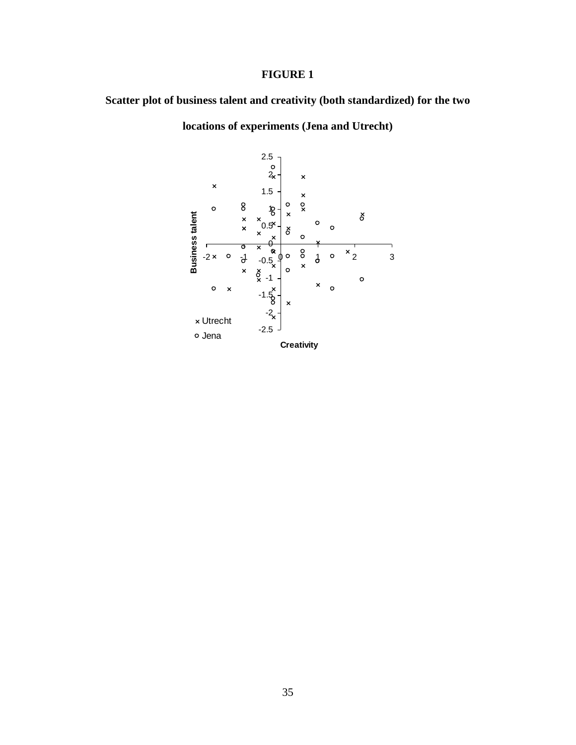**FIGURE 1**

**Scatter plot of business talent and creativity (both standardized) for the two locations of experiments (Jena and Utrecht)**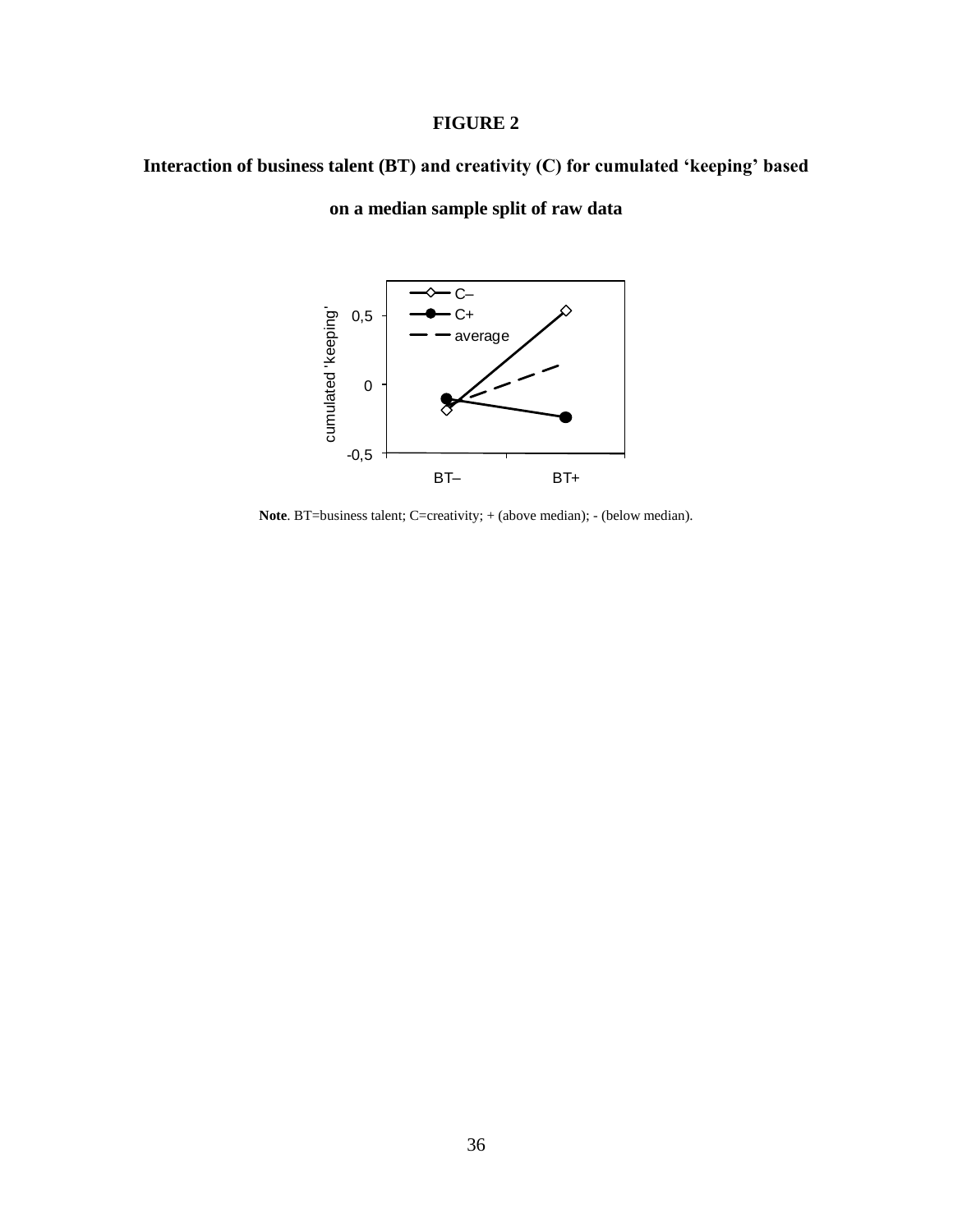**FIGURE 2**

**Interaction of business talent (BT) and creativity (C) for cumulated 'keeping' based on a median sample split of raw data**

**Note**. BT=business talent; C=creativity; + (above median); - (below median).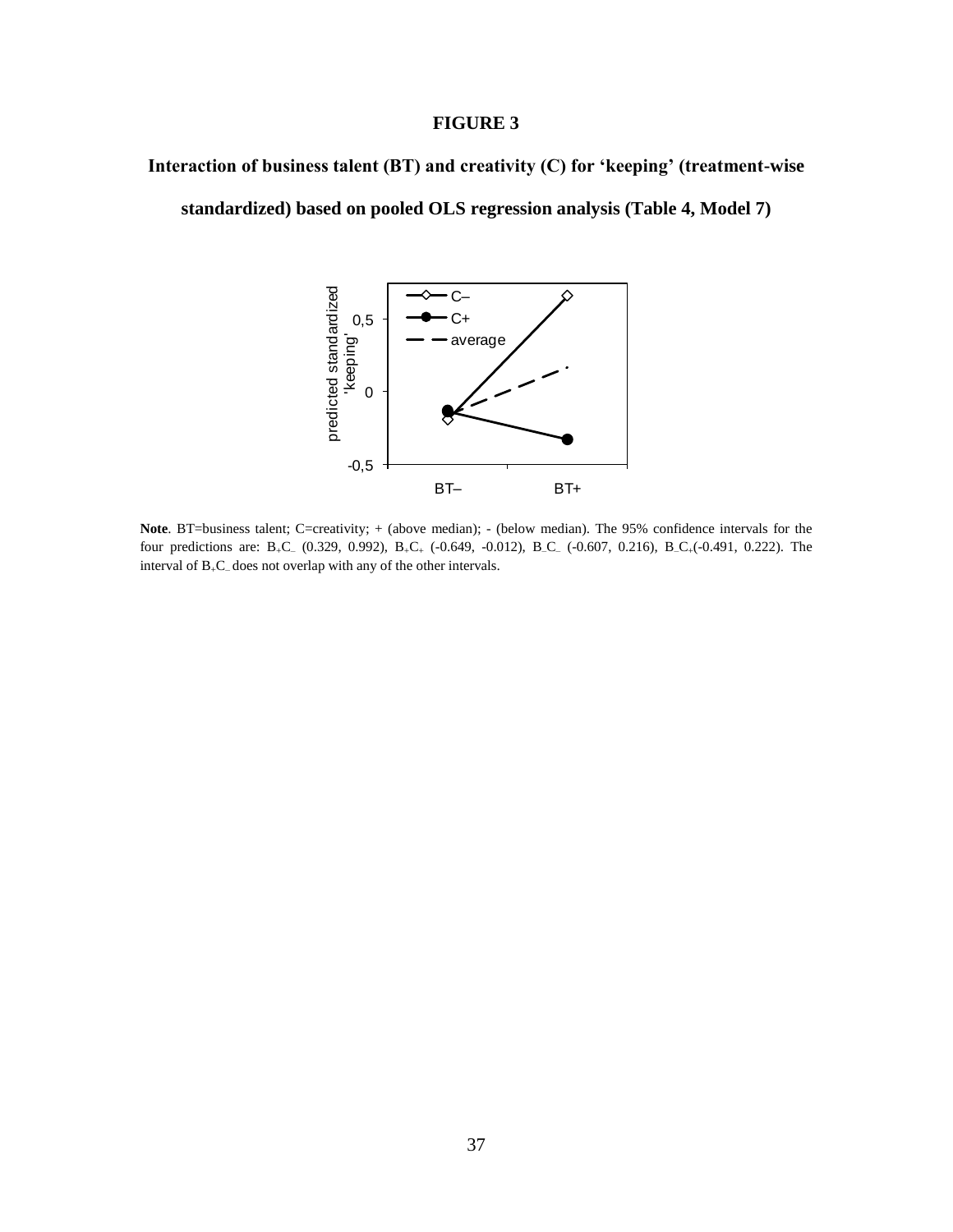**FIGURE 3**

**Interaction of business talent (BT) and creativity (C) for 'keeping' (treatment-wise standardized) based on pooled OLS regression analysis (Table 4, Model 7)**

predicted standardized 'keeping'

0,5

0

-0,5

BT–

BT+

C–

C+

average

**Note**. BT=business talent; C=creativity; + (above median); - (below median). The 95% confidence intervals for the four predictions are: $B_+C_-$ (0.329, 0.992), $B_+C_+$ (-0.649, -0.012), $B_-C_-$ (-0.607, 0.216), $B_-C_+$(-0.491, 0.222). The interval of $B_+C_-$ does not overlap with any of the other intervals.